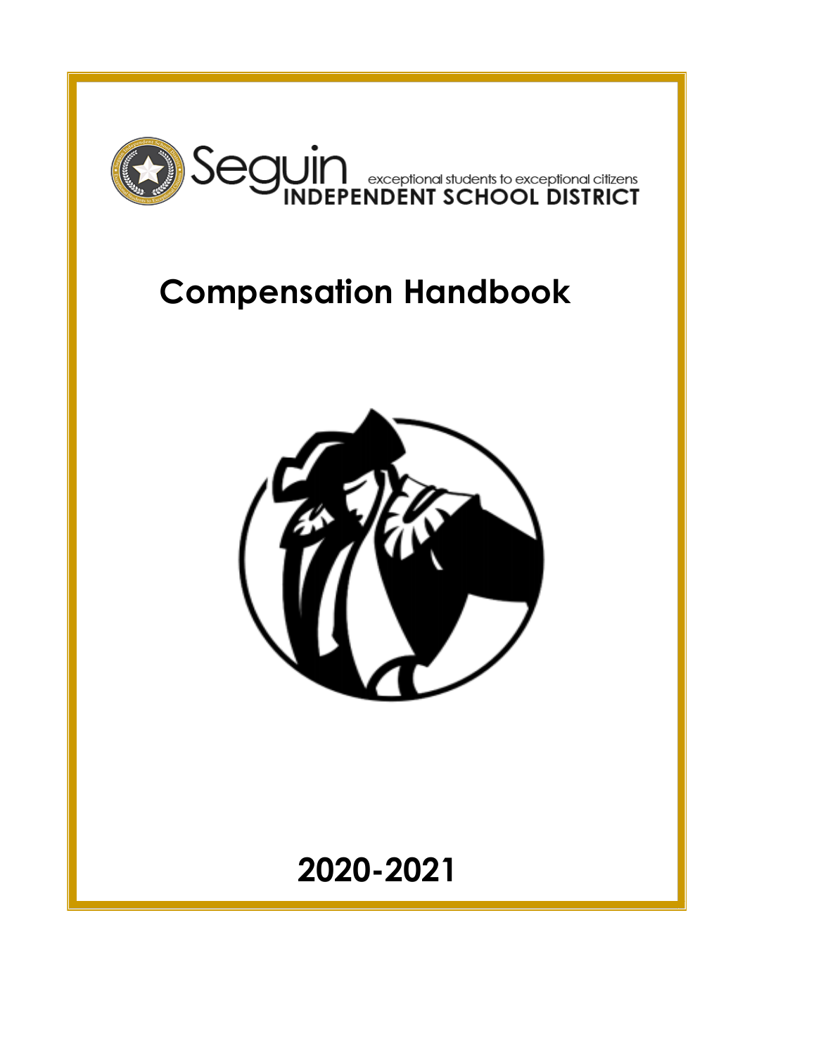Seguin INDEPENDENT SCHOOL DISTRICT

exceptional students to exceptional citizens

# Compensation Handbook

## 2020-2021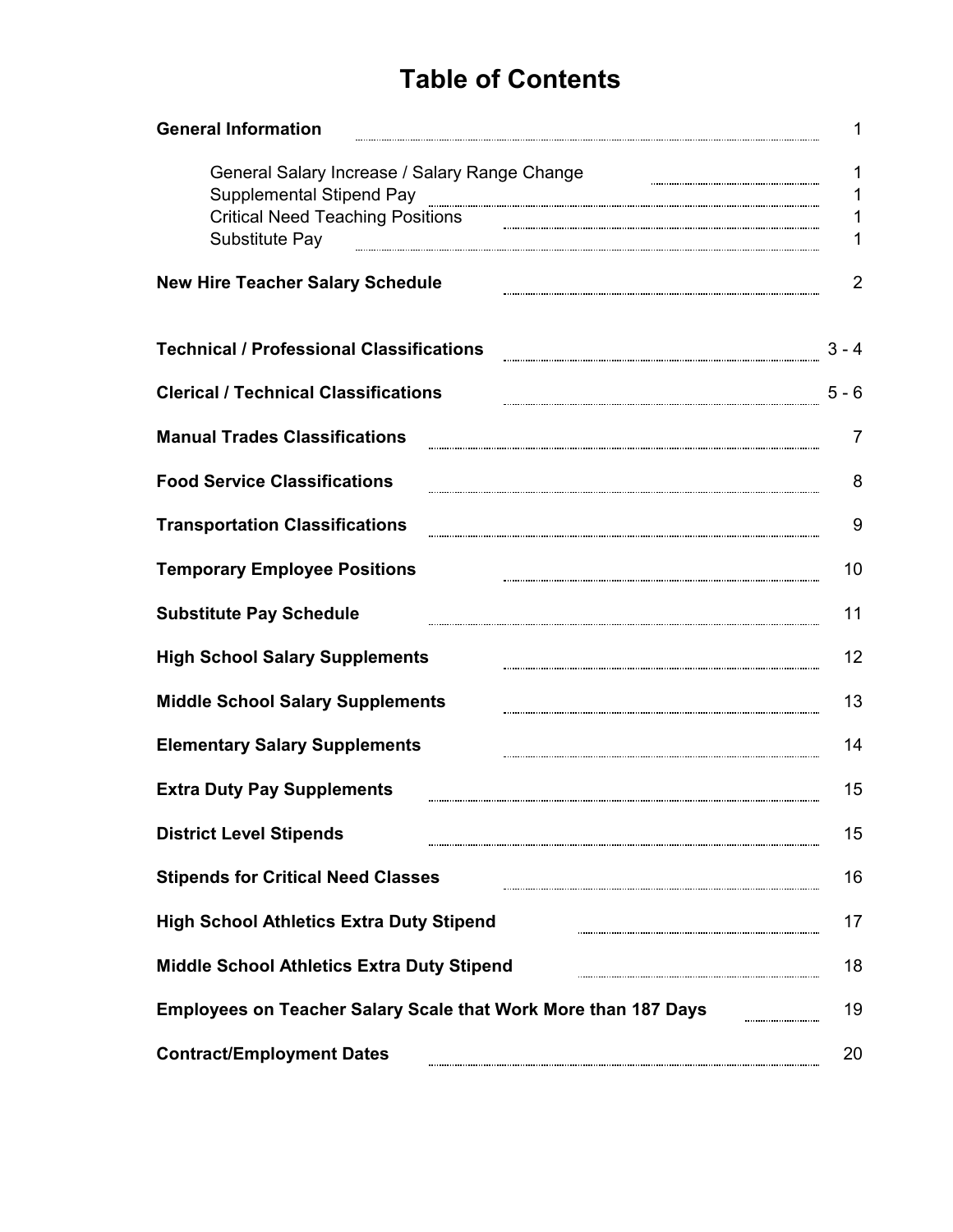# Table of Contents

| Section | Page |
| --- | --- |
| **General Information** | 1 |
| General Salary Increase / Salary Range Change | 1 |
| Supplemental Stipend Pay | 1 |
| Critical Need Teaching Positions | 1 |
| Substitute Pay | 1 |
| **New Hire Teacher Salary Schedule** | 2 |
| **Technical / Professional Classifications** | 3 - 4 |
| **Clerical / Technical Classifications** | 5 - 6 |
| **Manual Trades Classifications** | 7 |
| **Food Service Classifications** | 8 |
| **Transportation Classifications** | 9 |
| **Temporary Employee Positions** | 10 |
| **Substitute Pay Schedule** | 11 |
| **High School Salary Supplements** | 12 |
| **Middle School Salary Supplements** | 13 |
| **Elementary Salary Supplements** | 14 |
| **Extra Duty Pay Supplements** | 15 |
| **District Level Stipends** | 15 |
| **Stipends for Critical Need Classes** | 16 |
| **High School Athletics Extra Duty Stipend** | 17 |
| **Middle School Athletics Extra Duty Stipend** | 18 |
| **Employees on Teacher Salary Scale that Work More than 187 Days** | 19 |
| **Contract/Employment Dates** | 20 |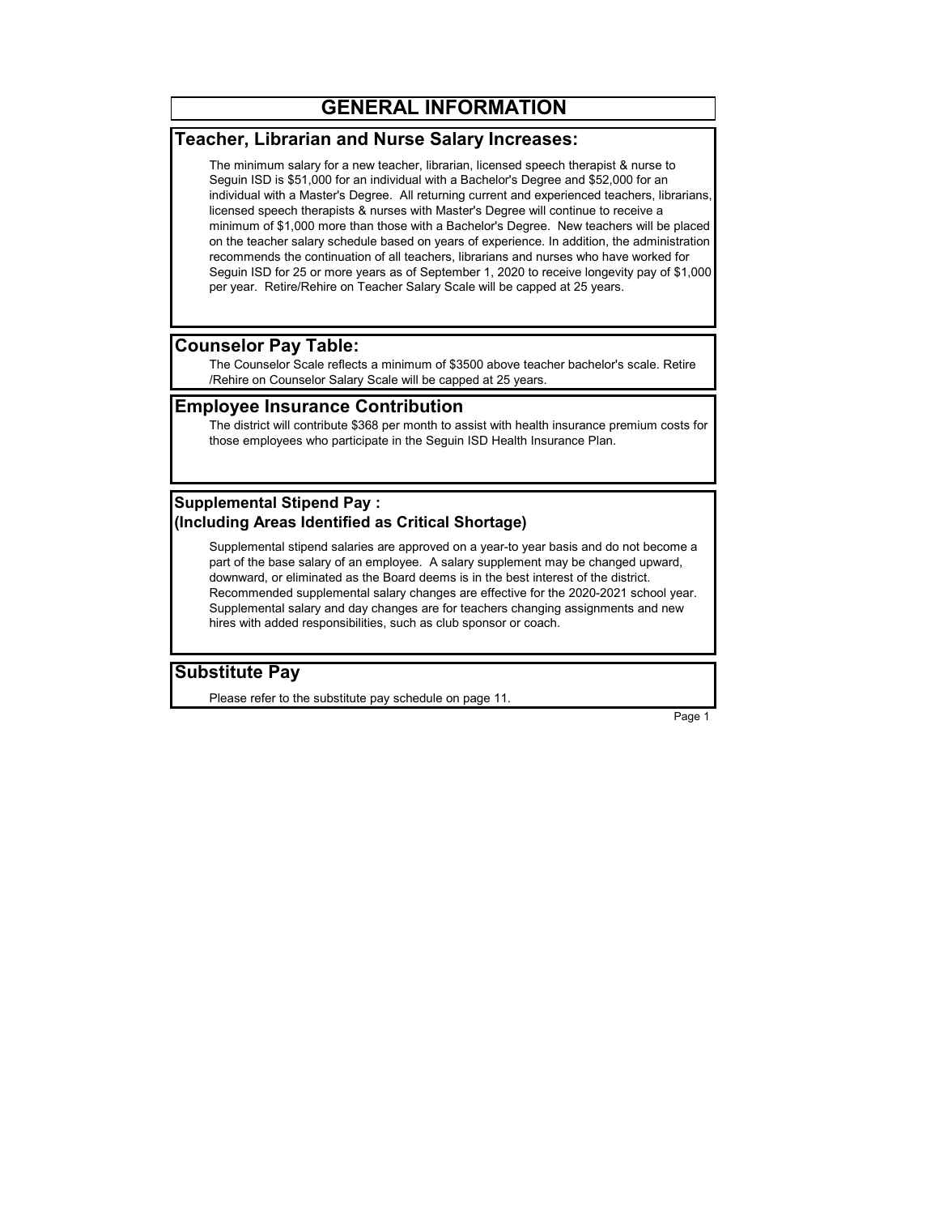# GENERAL INFORMATION

## Teacher, Librarian and Nurse Salary Increases:

The minimum salary for a new teacher, librarian, licensed speech therapist & nurse to Seguin ISD is $51,000 for an individual with a Bachelor's Degree and $52,000 for an individual with a Master's Degree. All returning current and experienced teachers, librarians, licensed speech therapists & nurses with Master's Degree will continue to receive a minimum of $1,000 more than those with a Bachelor's Degree. New teachers will be placed on the teacher salary schedule based on years of experience. In addition, the administration recommends the continuation of all teachers, librarians and nurses who have worked for Seguin ISD for 25 or more years as of September 1, 2020 to receive longevity pay of $1,000 per year. Retire/Rehire on Teacher Salary Scale will be capped at 25 years.

## Counselor Pay Table:

The Counselor Scale reflects a minimum of $3500 above teacher bachelor's scale. Retire /Rehire on Counselor Salary Scale will be capped at 25 years.

## Employee Insurance Contribution

The district will contribute $368 per month to assist with health insurance premium costs for those employees who participate in the Seguin ISD Health Insurance Plan.

### Supplemental Stipend Pay : (Including Areas Identified as Critical Shortage)

Supplemental stipend salaries are approved on a year-to year basis and do not become a part of the base salary of an employee. A salary supplement may be changed upward, downward, or eliminated as the Board deems is in the best interest of the district. Recommended supplemental salary changes are effective for the 2020-2021 school year. Supplemental salary and day changes are for teachers changing assignments and new hires with added responsibilities, such as club sponsor or coach.

## Substitute Pay

Please refer to the substitute pay schedule on page 11.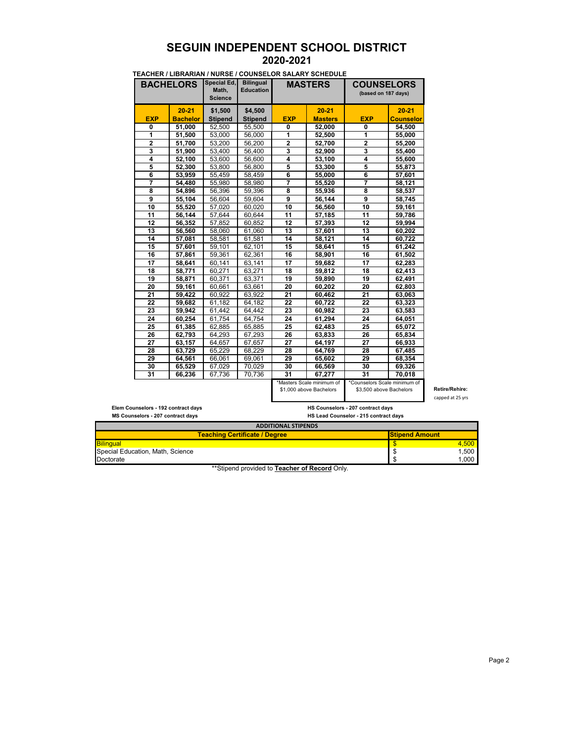# SEGUIN INDEPENDENT SCHOOL DISTRICT

## 2020-2021

**TEACHER / LIBRARIAN / NURSE / COUNSELOR SALARY SCHEDULE**

| BACHELORS | | Special Ed, Math, Science | Bilingual Education | MASTERS | | COUNSELORS (based on 187 days) | |
|---|---|---|---|---|---|---|---|
| **EXP** | **20-21 Bachelor** | **$1,500 Stipend** | **$4,500 Stipend** | **EXP** | **20-21 Masters** | **EXP** | **20-21 Counselor** |
| 0 | 51,000 | 52,500 | 55,500 | 0 | 52,000 | 0 | 54,500 |
| 1 | 51,500 | 53,000 | 56,000 | 1 | 52,500 | 1 | 55,000 |
| 2 | 51,700 | 53,200 | 56,200 | 2 | 52,700 | 2 | 55,200 |
| 3 | 51,900 | 53,400 | 56,400 | 3 | 52,900 | 3 | 55,400 |
| 4 | 52,100 | 53,600 | 56,600 | 4 | 53,100 | 4 | 55,600 |
| 5 | 52,300 | 53,800 | 56,800 | 5 | 53,300 | 5 | 55,873 |
| 6 | 53,959 | 55,459 | 58,459 | 6 | 55,000 | 6 | 57,601 |
| 7 | 54,480 | 55,980 | 58,980 | 7 | 55,520 | 7 | 58,121 |
| 8 | 54,896 | 56,396 | 59,396 | 8 | 55,936 | 8 | 58,537 |
| 9 | 55,104 | 56,604 | 59,604 | 9 | 56,144 | 9 | 58,745 |
| 10 | 55,520 | 57,020 | 60,020 | 10 | 56,560 | 10 | 59,161 |
| 11 | 56,144 | 57,644 | 60,644 | 11 | 57,185 | 11 | 59,786 |
| 12 | 56,352 | 57,852 | 60,852 | 12 | 57,393 | 12 | 59,994 |
| 13 | 56,560 | 58,060 | 61,060 | 13 | 57,601 | 13 | 60,202 |
| 14 | 57,081 | 58,581 | 61,581 | 14 | 58,121 | 14 | 60,722 |
| 15 | 57,601 | 59,101 | 62,101 | 15 | 58,641 | 15 | 61,242 |
| 16 | 57,861 | 59,361 | 62,361 | 16 | 58,901 | 16 | 61,502 |
| 17 | 58,641 | 60,141 | 63,141 | 17 | 59,682 | 17 | 62,283 |
| 18 | 58,771 | 60,271 | 63,271 | 18 | 59,812 | 18 | 62,413 |
| 19 | 58,871 | 60,371 | 63,371 | 19 | 59,890 | 19 | 62,491 |
| 20 | 59,161 | 60,661 | 63,661 | 20 | 60,202 | 20 | 62,803 |
| 21 | 59,422 | 60,922 | 63,922 | 21 | 60,462 | 21 | 63,063 |
| 22 | 59,682 | 61,182 | 64,182 | 22 | 60,722 | 22 | 63,323 |
| 23 | 59,942 | 61,442 | 64,442 | 23 | 60,982 | 23 | 63,583 |
| 24 | 60,254 | 61,754 | 64,754 | 24 | 61,294 | 24 | 64,051 |
| 25 | 61,385 | 62,885 | 65,885 | 25 | 62,483 | 25 | 65,072 |
| 26 | 62,793 | 64,293 | 67,293 | 26 | 63,833 | 26 | 65,834 |
| 27 | 63,157 | 64,657 | 67,657 | 27 | 64,197 | 27 | 66,933 |
| 28 | 63,729 | 65,229 | 68,229 | 28 | 64,769 | 28 | 67,485 |
| 29 | 64,561 | 66,061 | 69,061 | 29 | 65,602 | 29 | 68,354 |
| 30 | 65,529 | 67,029 | 70,029 | 30 | 66,569 | 30 | 69,326 |
| 31 | 66,236 | 67,736 | 70,736 | 31 | 67,277 | 31 | 70,018 |
| | | | | *Masters Scale minimum of $1,000 above Bachelors | | *Counselors Scale minimum of $3,500 above Bachelors | |

**Retire/Rehire:** capped at 25 yrs

**Elem Counselors - 192 contract days**
**MS Counselors - 207 contract days**
**HS Counselors - 207 contract days**
**HS Lead Counselor - 215 contract days**

| ADDITIONAL STIPENDS | |
|---|---|
| **Teaching Certificate / Degree** | **Stipend Amount** |
| Bilingual | $ 4,500 |
| Special Education, Math, Science | $ 1,500 |
| Doctorate | $ 1,000 |

**Stipend provided to **Teacher of Record** Only.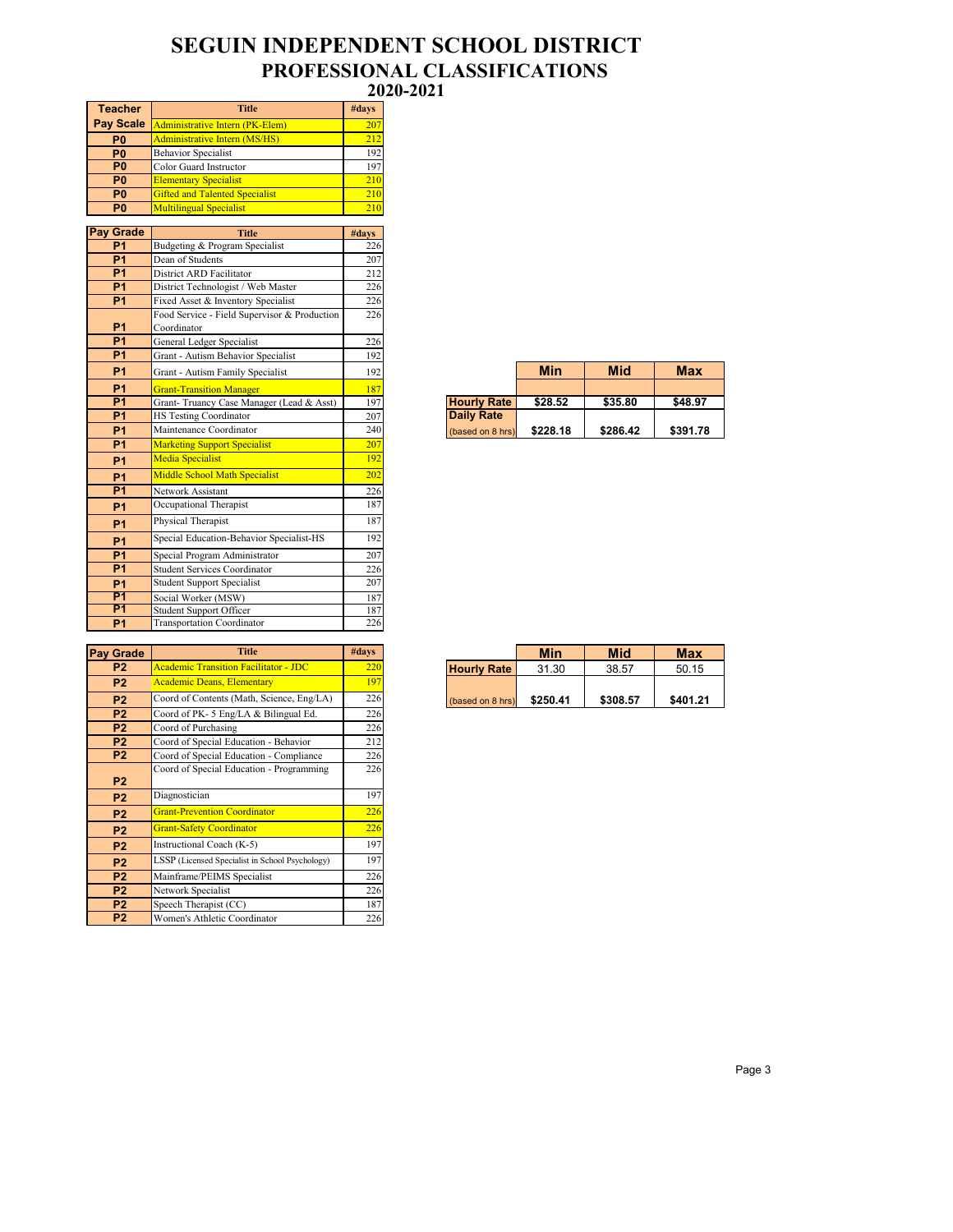# SEGUIN INDEPENDENT SCHOOL DISTRICT
## PROFESSIONAL CLASSIFICATIONS
### 2020-2021

| Teacher Pay Scale | Title | #days |
|---|---|---|
| | Administrative Intern (PK-Elem) | 207 |
| P0 | Administrative Intern (MS/HS) | 212 |
| P0 | Behavior Specialist | 192 |
| P0 | Color Guard Instructor | 197 |
| P0 | Elementary Specialist | 210 |
| P0 | Gifted and Talented Specialist | 210 |
| P0 | Multilingual Specialist | 210 |

| Pay Grade | Title | #days |
|---|---|---|
| P1 | Budgeting & Program Specialist | 226 |
| P1 | Dean of Students | 207 |
| P1 | District ARD Facilitator | 212 |
| P1 | District Technologist / Web Master | 226 |
| P1 | Fixed Asset & Inventory Specialist | 226 |
| P1 | Food Service - Field Supervisor & Production Coordinator | 226 |
| P1 | General Ledger Specialist | 226 |
| P1 | Grant - Autism Behavior Specialist | 192 |
| P1 | Grant - Autism Family Specialist | 192 |
| P1 | Grant-Transition Manager | 187 |
| P1 | Grant- Truancy Case Manager (Lead & Asst) | 197 |
| P1 | HS Testing Coordinator | 207 |
| P1 | Maintenance Coordinator | 240 |
| P1 | Marketing Support Specialist | 207 |
| P1 | Media Specialist | 192 |
| P1 | Middle School Math Specialist | 202 |
| P1 | Network Assistant | 226 |
| P1 | Occupational Therapist | 187 |
| P1 | Physical Therapist | 187 |
| P1 | Special Education-Behavior Specialist-HS | 192 |
| P1 | Special Program Administrator | 207 |
| P1 | Student Services Coordinator | 226 |
| P1 | Student Support Specialist | 207 |
| P1 | Social Worker (MSW) | 187 |
| P1 | Student Support Officer | 187 |
| P1 | Transportation Coordinator | 226 |

| | Min | Mid | Max |
|---|---|---|---|
| Hourly Rate | $28.52 | $35.80 | $48.97 |
| Daily Rate (based on 8 hrs) | $228.18 | $286.42 | $391.78 |

| Pay Grade | Title | #days |
|---|---|---|
| P2 | Academic Transition Facilitator - JDC | 220 |
| P2 | Academic Deans, Elementary | 197 |
| P2 | Coord of Contents (Math, Science, Eng/LA) | 226 |
| P2 | Coord of PK- 5 Eng/LA & Bilingual Ed. | 226 |
| P2 | Coord of Purchasing | 226 |
| P2 | Coord of Special Education - Behavior | 212 |
| P2 | Coord of Special Education - Compliance | 226 |
| P2 | Coord of Special Education - Programming | 226 |
| P2 | Diagnostician | 197 |
| P2 | Grant-Prevention Coordinator | 226 |
| P2 | Grant-Safety Coordinator | 226 |
| P2 | Instructional Coach (K-5) | 197 |
| P2 | LSSP (Licensed Specialist in School Psychology) | 197 |
| P2 | Mainframe/PEIMS Specialist | 226 |
| P2 | Network Specialist | 226 |
| P2 | Speech Therapist (CC) | 187 |
| P2 | Women's Athletic Coordinator | 226 |

| | Min | Mid | Max |
|---|---|---|---|
| Hourly Rate | 31.30 | 38.57 | 50.15 |
| (based on 8 hrs) | $250.41 | $308.57 | $401.21 |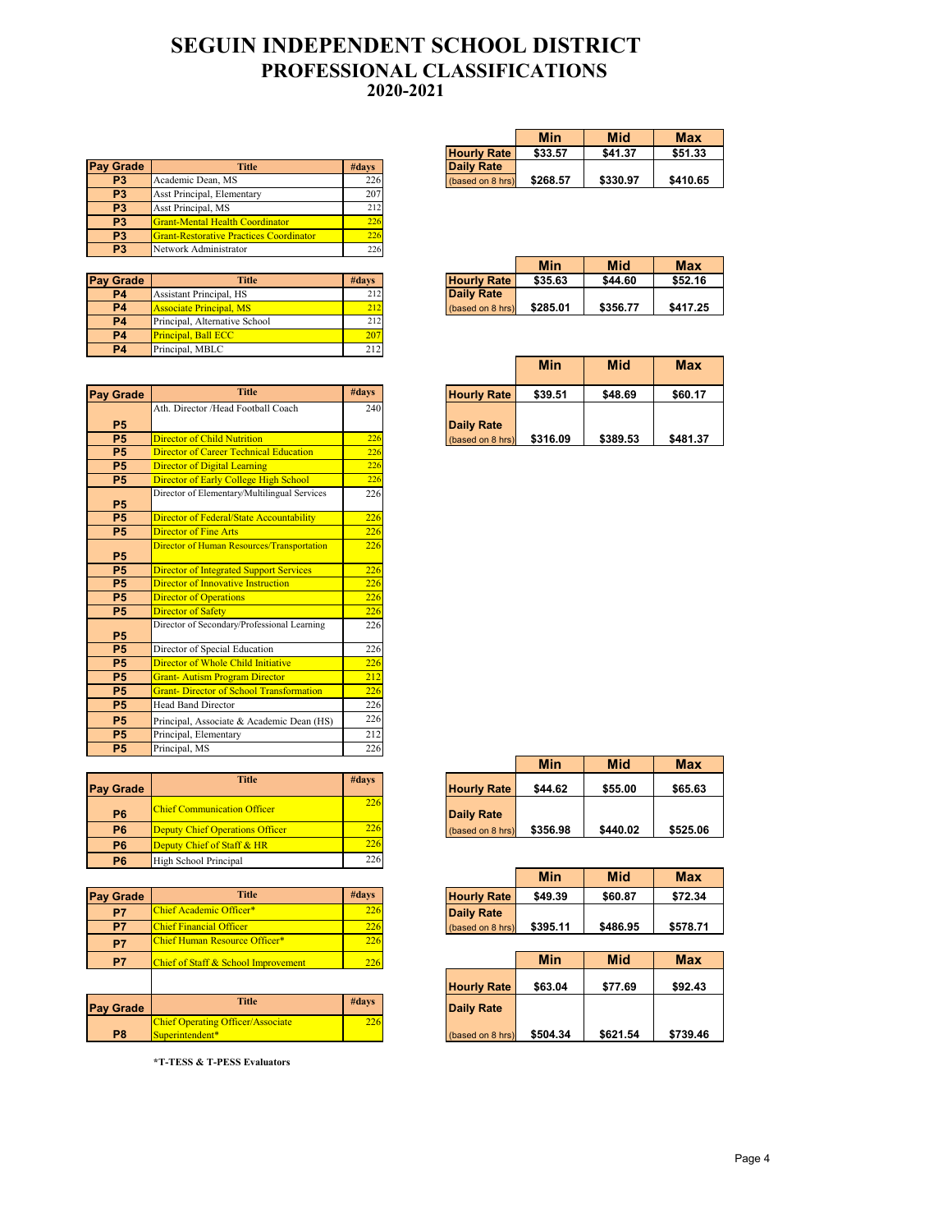# SEGUIN INDEPENDENT SCHOOL DISTRICT
## PROFESSIONAL CLASSIFICATIONS
### 2020-2021

| Pay Grade | Title | #days |
|---|---|---|
| P3 | Academic Dean, MS | 226 |
| P3 | Asst Principal, Elementary | 207 |
| P3 | Asst Principal, MS | 212 |
| P3 | Grant-Mental Health Coordinator | 226 |
| P3 | Grant-Restorative Practices Coordinator | 226 |
| P3 | Network Administrator | 226 |

| | Min | Mid | Max |
|---|---|---|---|
| Hourly Rate | $33.57 | $41.37 | $51.33 |
| Daily Rate (based on 8 hrs) | $268.57 | $330.97 | $410.65 |

| Pay Grade | Title | #days |
|---|---|---|
| P4 | Assistant Principal, HS | 212 |
| P4 | Associate Principal, MS | 212 |
| P4 | Principal, Alternative School | 212 |
| P4 | Principal, Ball ECC | 207 |
| P4 | Principal, MBLC | 212 |

| | Min | Mid | Max |
|---|---|---|---|
| Hourly Rate | $35.63 | $44.60 | $52.16 |
| Daily Rate (based on 8 hrs) | $285.01 | $356.77 | $417.25 |

| Pay Grade | Title | #days |
|---|---|---|
| P5 | Ath. Director /Head Football Coach | 240 |
| P5 | Director of Child Nutrition | 226 |
| P5 | Director of Career Technical Education | 226 |
| P5 | Director of Digital Learning | 226 |
| P5 | Director of Early College High School | 226 |
| P5 | Director of Elementary/Multilingual Services | 226 |
| P5 | Director of Federal/State Accountability | 226 |
| P5 | Director of Fine Arts | 226 |
| P5 | Director of Human Resources/Transportation | 226 |
| P5 | Director of Integrated Support Services | 226 |
| P5 | Director of Innovative Instruction | 226 |
| P5 | Director of Operations | 226 |
| P5 | Director of Safety | 226 |
| P5 | Director of Secondary/Professional Learning | 226 |
| P5 | Director of Special Education | 226 |
| P5 | Director of Whole Child Initiative | 226 |
| P5 | Grant- Autism Program Director | 212 |
| P5 | Grant- Director of School Transformation | 226 |
| P5 | Head Band Director | 226 |
| P5 | Principal, Associate & Academic Dean (HS) | 226 |
| P5 | Principal, Elementary | 212 |
| P5 | Principal, MS | 226 |

| | Min | Mid | Max |
|---|---|---|---|
| Hourly Rate | $39.51 | $48.69 | $60.17 |
| Daily Rate (based on 8 hrs) | $316.09 | $389.53 | $481.37 |

| Pay Grade | Title | #days |
|---|---|---|
| P6 | Chief Communication Officer | 226 |
| P6 | Deputy Chief Operations Officer | 226 |
| P6 | Deputy Chief of Staff & HR | 226 |
| P6 | High School Principal | 226 |

| | Min | Mid | Max |
|---|---|---|---|
| Hourly Rate | $44.62 | $55.00 | $65.63 |
| Daily Rate (based on 8 hrs) | $356.98 | $440.02 | $525.06 |

| Pay Grade | Title | #days |
|---|---|---|
| P7 | Chief Academic Officer* | 226 |
| P7 | Chief Financial Officer | 226 |
| P7 | Chief Human Resource Officer* | 226 |
| P7 | Chief of Staff & School Improvement | 226 |

| | Min | Mid | Max |
|---|---|---|---|
| Hourly Rate | $49.39 | $60.87 | $72.34 |
| Daily Rate (based on 8 hrs) | $395.11 | $486.95 | $578.71 |

| Pay Grade | Title | #days |
|---|---|---|
| P8 | Chief Operating Officer/Associate Superintendent* | 226 |

| | Min | Mid | Max |
|---|---|---|---|
| Hourly Rate | $63.04 | $77.69 | $92.43 |
| Daily Rate (based on 8 hrs) | $504.34 | $621.54 | $739.46 |

*T-TESS & T-PESS Evaluators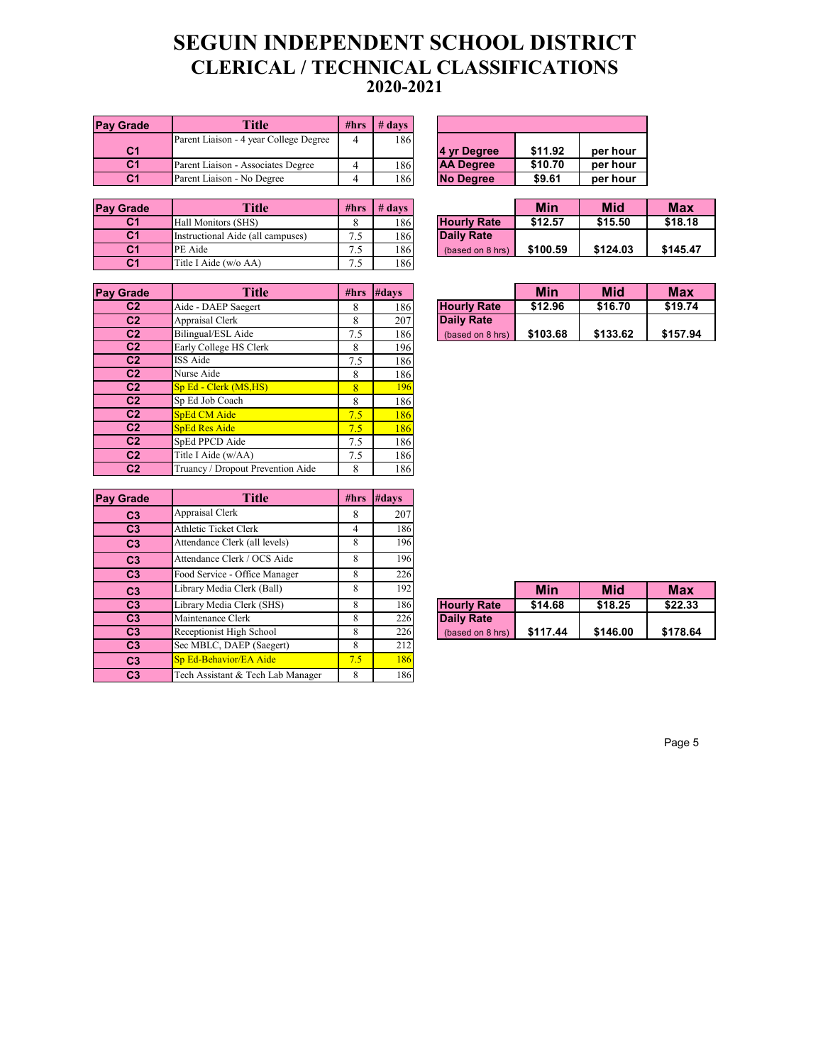# SEGUIN INDEPENDENT SCHOOL DISTRICT
## CLERICAL / TECHNICAL CLASSIFICATIONS
## 2020-2021

| Pay Grade | Title | #hrs | # days |
|---|---|---|---|
| C1 | Parent Liaison - 4 year College Degree | 4 | 186 |
| C1 | Parent Liaison - Associates Degree | 4 | 186 |
| C1 | Parent Liaison - No Degree | 4 | 186 |

| | | |
|---|---|---|
| 4 yr Degree | $11.92 | per hour |
| AA Degree | $10.70 | per hour |
| No Degree | $9.61 | per hour |

| Pay Grade | Title | #hrs | # days |
|---|---|---|---|
| C1 | Hall Monitors (SHS) | 8 | 186 |
| C1 | Instructional Aide (all campuses) | 7.5 | 186 |
| C1 | PE Aide | 7.5 | 186 |
| C1 | Title I Aide (w/o AA) | 7.5 | 186 |

| | Min | Mid | Max |
|---|---|---|---|
| Hourly Rate | $12.57 | $15.50 | $18.18 |
| Daily Rate (based on 8 hrs) | $100.59 | $124.03 | $145.47 |

| Pay Grade | Title | #hrs | #days |
|---|---|---|---|
| C2 | Aide - DAEP Saegert | 8 | 186 |
| C2 | Appraisal Clerk | 8 | 207 |
| C2 | Bilingual/ESL Aide | 7.5 | 186 |
| C2 | Early College HS Clerk | 8 | 196 |
| C2 | ISS Aide | 7.5 | 186 |
| C2 | Nurse Aide | 8 | 186 |
| C2 | Sp Ed - Clerk (MS,HS) | 8 | 196 |
| C2 | Sp Ed Job Coach | 8 | 186 |
| C2 | SpEd CM Aide | 7.5 | 186 |
| C2 | SpEd Res Aide | 7.5 | 186 |
| C2 | SpEd PPCD Aide | 7.5 | 186 |
| C2 | Title I Aide (w/AA) | 7.5 | 186 |
| C2 | Truancy / Dropout Prevention Aide | 8 | 186 |

| | Min | Mid | Max |
|---|---|---|---|
| Hourly Rate | $12.96 | $16.70 | $19.74 |
| Daily Rate (based on 8 hrs) | $103.68 | $133.62 | $157.94 |

| Pay Grade | Title | #hrs | #days |
|---|---|---|---|
| C3 | Appraisal Clerk | 8 | 207 |
| C3 | Athletic Ticket Clerk | 4 | 186 |
| C3 | Attendance Clerk (all levels) | 8 | 196 |
| C3 | Attendance Clerk / OCS Aide | 8 | 196 |
| C3 | Food Service - Office Manager | 8 | 226 |
| C3 | Library Media Clerk (Ball) | 8 | 192 |
| C3 | Library Media Clerk (SHS) | 8 | 186 |
| C3 | Maintenance Clerk | 8 | 226 |
| C3 | Receptionist High School | 8 | 226 |
| C3 | Sec MBLC, DAEP (Saegert) | 8 | 212 |
| C3 | Sp Ed-Behavior/EA Aide | 7.5 | 186 |
| C3 | Tech Assistant & Tech Lab Manager | 8 | 186 |

| | Min | Mid | Max |
|---|---|---|---|
| Hourly Rate | $14.68 | $18.25 | $22.33 |
| Daily Rate (based on 8 hrs) | $117.44 | $146.00 | $178.64 |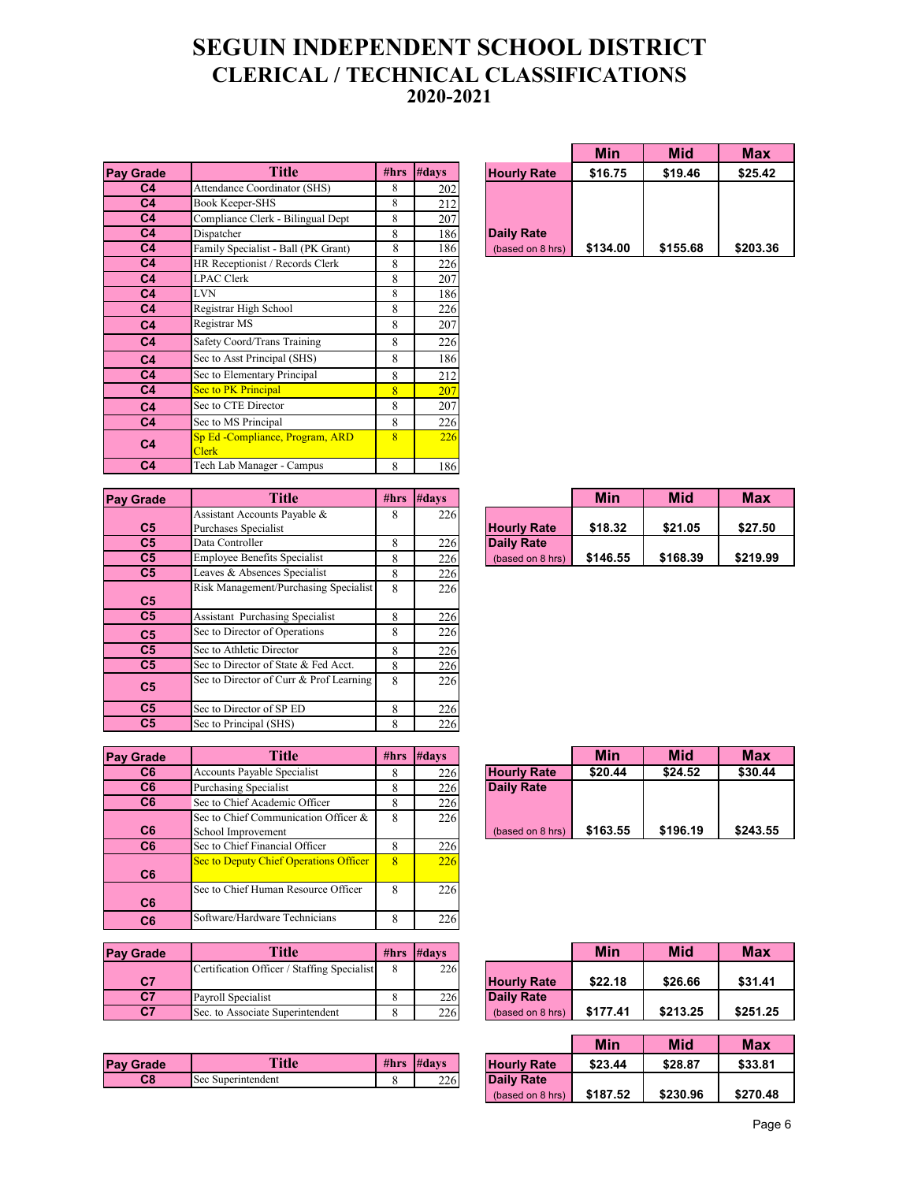# SEGUIN INDEPENDENT SCHOOL DISTRICT
## CLERICAL / TECHNICAL CLASSIFICATIONS
## 2020-2021

| Pay Grade | Title | #hrs | #days |
|---|---|---|---|
| C4 | Attendance Coordinator (SHS) | 8 | 202 |
| C4 | Book Keeper-SHS | 8 | 212 |
| C4 | Compliance Clerk - Bilingual Dept | 8 | 207 |
| C4 | Dispatcher | 8 | 186 |
| C4 | Family Specialist - Ball (PK Grant) | 8 | 186 |
| C4 | HR Receptionist / Records Clerk | 8 | 226 |
| C4 | LPAC Clerk | 8 | 207 |
| C4 | LVN | 8 | 186 |
| C4 | Registrar High School | 8 | 226 |
| C4 | Registrar MS | 8 | 207 |
| C4 | Safety Coord/Trans Training | 8 | 226 |
| C4 | Sec to Asst Principal (SHS) | 8 | 186 |
| C4 | Sec to Elementary Principal | 8 | 212 |
| C4 | Sec to PK Principal | 8 | 207 |
| C4 | Sec to CTE Director | 8 | 207 |
| C4 | Sec to MS Principal | 8 | 226 |
| C4 | Sp Ed -Compliance, Program, ARD Clerk | 8 | 226 |
| C4 | Tech Lab Manager - Campus | 8 | 186 |

| | Min | Mid | Max |
|---|---|---|---|
| Hourly Rate | $16.75 | $19.46 | $25.42 |
| Daily Rate (based on 8 hrs) | $134.00 | $155.68 | $203.36 |

| Pay Grade | Title | #hrs | #days |
|---|---|---|---|
| C5 | Assistant Accounts Payable & Purchases Specialist | 8 | 226 |
| C5 | Data Controller | 8 | 226 |
| C5 | Employee Benefits Specialist | 8 | 226 |
| C5 | Leaves & Absences Specialist | 8 | 226 |
| C5 | Risk Management/Purchasing Specialist | 8 | 226 |
| C5 | Assistant Purchasing Specialist | 8 | 226 |
| C5 | Sec to Director of Operations | 8 | 226 |
| C5 | Sec to Athletic Director | 8 | 226 |
| C5 | Sec to Director of State & Fed Acct. | 8 | 226 |
| C5 | Sec to Director of Curr & Prof Learning | 8 | 226 |
| C5 | Sec to Director of SP ED | 8 | 226 |
| C5 | Sec to Principal (SHS) | 8 | 226 |

| | Min | Mid | Max |
|---|---|---|---|
| Hourly Rate | $18.32 | $21.05 | $27.50 |
| Daily Rate (based on 8 hrs) | $146.55 | $168.39 | $219.99 |

| Pay Grade | Title | #hrs | #days |
|---|---|---|---|
| C6 | Accounts Payable Specialist | 8 | 226 |
| C6 | Purchasing Specialist | 8 | 226 |
| C6 | Sec to Chief Academic Officer | 8 | 226 |
| C6 | Sec to Chief Communication Officer & School Improvement | 8 | 226 |
| C6 | Sec to Chief Financial Officer | 8 | 226 |
| C6 | Sec to Deputy Chief Operations Officer | 8 | 226 |
| C6 | Sec to Chief Human Resource Officer | 8 | 226 |
| C6 | Software/Hardware Technicians | 8 | 226 |

| | Min | Mid | Max |
|---|---|---|---|
| Hourly Rate | $20.44 | $24.52 | $30.44 |
| Daily Rate (based on 8 hrs) | $163.55 | $196.19 | $243.55 |

| Pay Grade | Title | #hrs | #days |
|---|---|---|---|
| C7 | Certification Officer / Staffing Specialist | 8 | 226 |
| C7 | Payroll Specialist | 8 | 226 |
| C7 | Sec. to Associate Superintendent | 8 | 226 |

| | Min | Mid | Max |
|---|---|---|---|
| Hourly Rate | $22.18 | $26.66 | $31.41 |
| Daily Rate (based on 8 hrs) | $177.41 | $213.25 | $251.25 |

| Pay Grade | Title | #hrs | #days |
|---|---|---|---|
| C8 | Sec Superintendent | 8 | 226 |

| | Min | Mid | Max |
|---|---|---|---|
| Hourly Rate | $23.44 | $28.87 | $33.81 |
| Daily Rate (based on 8 hrs) | $187.52 | $230.96 | $270.48 |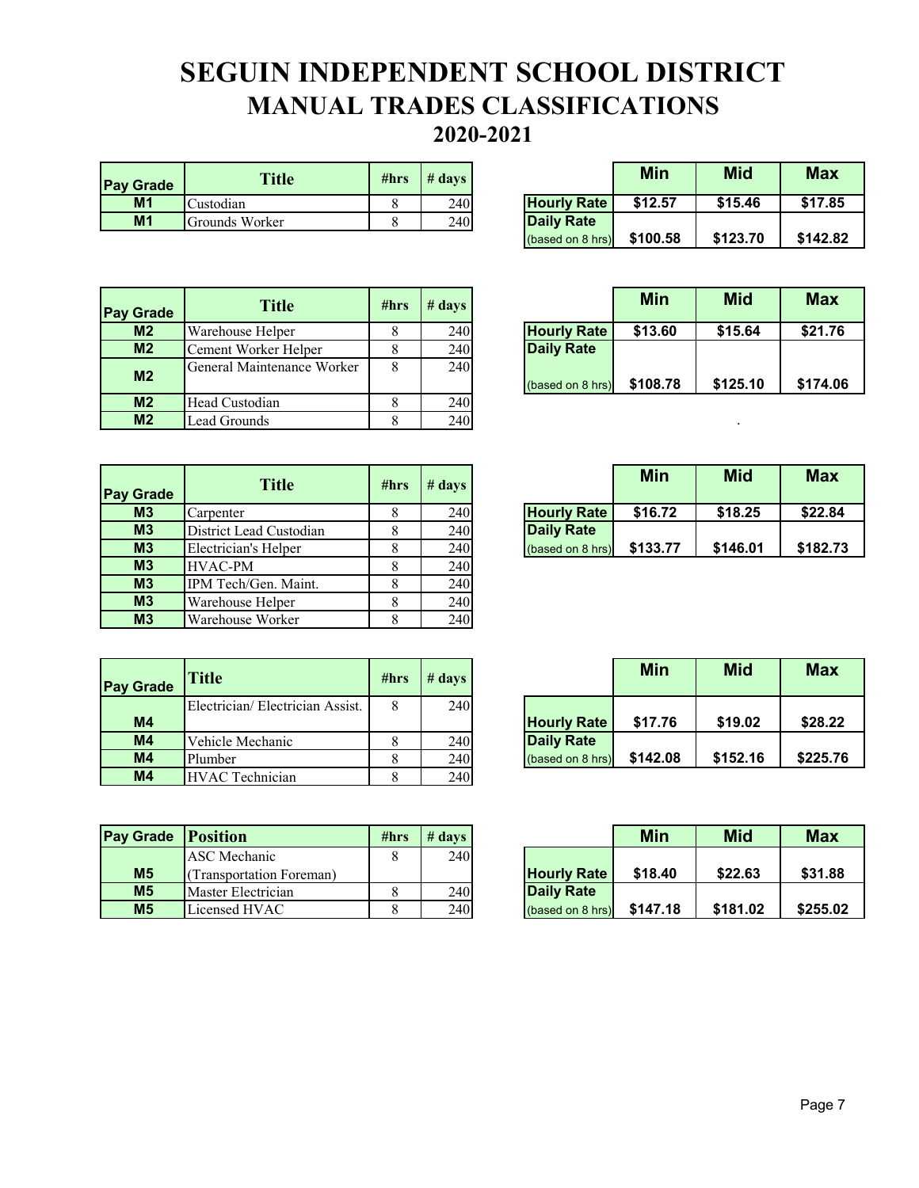# SEGUIN INDEPENDENT SCHOOL DISTRICT

## MANUAL TRADES CLASSIFICATIONS

## 2020-2021

| Pay Grade | Title | #hrs | # days |
|---|---|---|---|
| M1 | Custodian | 8 | 240 |
| M1 | Grounds Worker | 8 | 240 |

| | Min | Mid | Max |
|---|---|---|---|
| Hourly Rate | $12.57 | $15.46 | $17.85 |
| Daily Rate (based on 8 hrs) | $100.58 | $123.70 | $142.82 |

| Pay Grade | Title | #hrs | # days |
|---|---|---|---|
| M2 | Warehouse Helper | 8 | 240 |
| M2 | Cement Worker Helper | 8 | 240 |
| M2 | General Maintenance Worker | 8 | 240 |
| M2 | Head Custodian | 8 | 240 |
| M2 | Lead Grounds | 8 | 240 |

| | Min | Mid | Max |
|---|---|---|---|
| Hourly Rate | $13.60 | $15.64 | $21.76 |
| Daily Rate (based on 8 hrs) | $108.78 | $125.10 | $174.06 |

| Pay Grade | Title | #hrs | # days |
|---|---|---|---|
| M3 | Carpenter | 8 | 240 |
| M3 | District Lead Custodian | 8 | 240 |
| M3 | Electrician's Helper | 8 | 240 |
| M3 | HVAC-PM | 8 | 240 |
| M3 | IPM Tech/Gen. Maint. | 8 | 240 |
| M3 | Warehouse Helper | 8 | 240 |
| M3 | Warehouse Worker | 8 | 240 |

| | Min | Mid | Max |
|---|---|---|---|
| Hourly Rate | $16.72 | $18.25 | $22.84 |
| Daily Rate (based on 8 hrs) | $133.77 | $146.01 | $182.73 |

| Pay Grade | Title | #hrs | # days |
|---|---|---|---|
| M4 | Electrician/ Electrician Assist. | 8 | 240 |
| M4 | Vehicle Mechanic | 8 | 240 |
| M4 | Plumber | 8 | 240 |
| M4 | HVAC Technician | 8 | 240 |

| | Min | Mid | Max |
|---|---|---|---|
| Hourly Rate | $17.76 | $19.02 | $28.22 |
| Daily Rate (based on 8 hrs) | $142.08 | $152.16 | $225.76 |

| Pay Grade | Position | #hrs | # days |
|---|---|---|---|
| M5 | ASC Mechanic (Transportation Foreman) | 8 | 240 |
| M5 | Master Electrician | 8 | 240 |
| M5 | Licensed HVAC | 8 | 240 |

| | Min | Mid | Max |
|---|---|---|---|
| Hourly Rate | $18.40 | $22.63 | $31.88 |
| Daily Rate (based on 8 hrs) | $147.18 | $181.02 | $255.02 |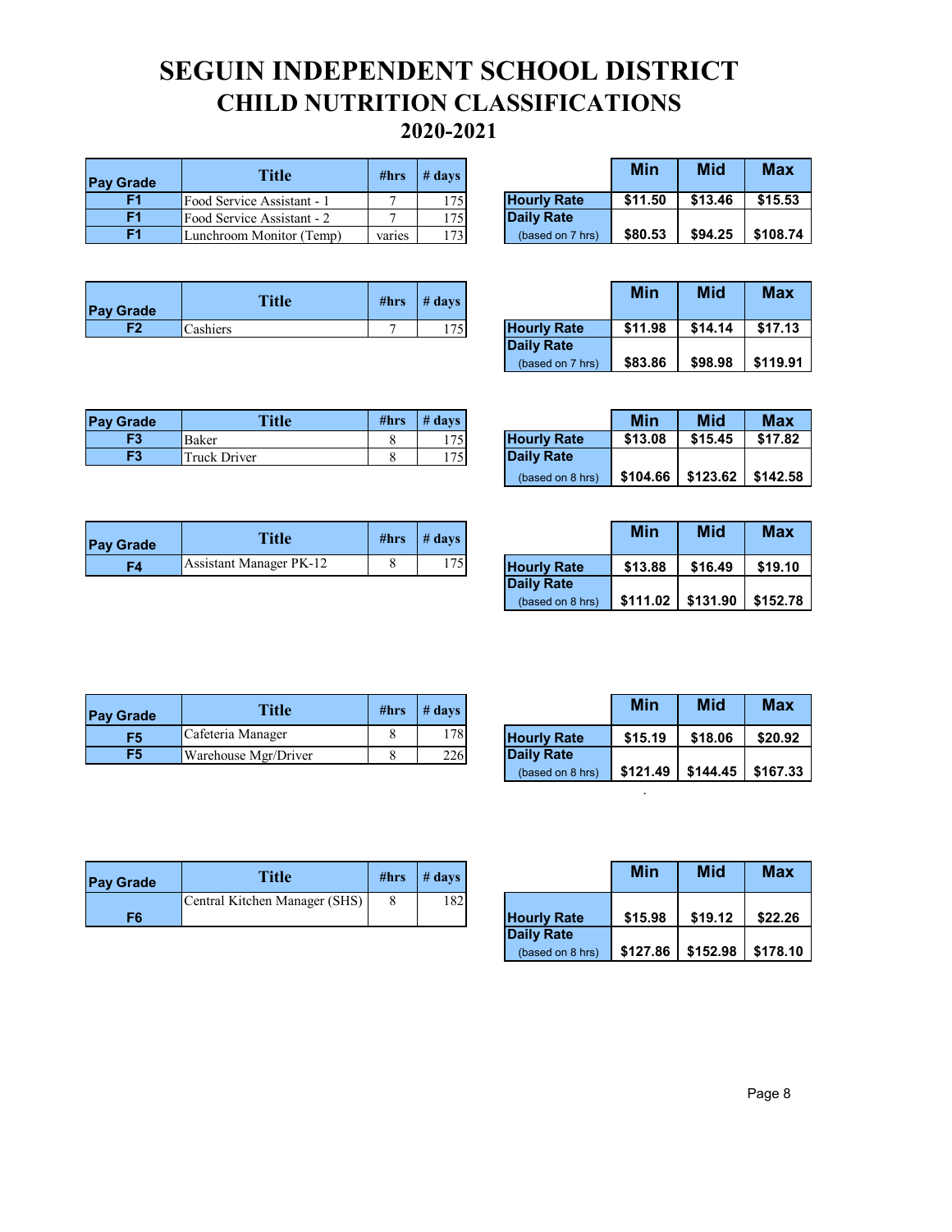# SEGUIN INDEPENDENT SCHOOL DISTRICT

## CHILD NUTRITION CLASSIFICATIONS

### 2020-2021

| Pay Grade | Title | #hrs | # days |
|---|---|---|---|
| F1 | Food Service Assistant - 1 | 7 | 175 |
| F1 | Food Service Assistant - 2 | 7 | 175 |
| F1 | Lunchroom Monitor (Temp) | varies | 173 |

| | Min | Mid | Max |
|---|---|---|---|
| Hourly Rate | $11.50 | $13.46 | $15.53 |
| Daily Rate (based on 7 hrs) | $80.53 | $94.25 | $108.74 |

| Pay Grade | Title | #hrs | # days |
|---|---|---|---|
| F2 | Cashiers | 7 | 175 |

| | Min | Mid | Max |
|---|---|---|---|
| Hourly Rate | $11.98 | $14.14 | $17.13 |
| Daily Rate (based on 7 hrs) | $83.86 | $98.98 | $119.91 |

| Pay Grade | Title | #hrs | # days |
|---|---|---|---|
| F3 | Baker | 8 | 175 |
| F3 | Truck Driver | 8 | 175 |

| | Min | Mid | Max |
|---|---|---|---|
| Hourly Rate | $13.08 | $15.45 | $17.82 |
| Daily Rate (based on 8 hrs) | $104.66 | $123.62 | $142.58 |

| Pay Grade | Title | #hrs | # days |
|---|---|---|---|
| F4 | Assistant Manager PK-12 | 8 | 175 |

| | Min | Mid | Max |
|---|---|---|---|
| Hourly Rate | $13.88 | $16.49 | $19.10 |
| Daily Rate (based on 8 hrs) | $111.02 | $131.90 | $152.78 |

| Pay Grade | Title | #hrs | # days |
|---|---|---|---|
| F5 | Cafeteria Manager | 8 | 178 |
| F5 | Warehouse Mgr/Driver | 8 | 226 |

| | Min | Mid | Max |
|---|---|---|---|
| Hourly Rate | $15.19 | $18.06 | $20.92 |
| Daily Rate (based on 8 hrs) | $121.49 | $144.45 | $167.33 |

| Pay Grade | Title | #hrs | # days |
|---|---|---|---|
| F6 | Central Kitchen Manager (SHS) | 8 | 182 |

| | Min | Mid | Max |
|---|---|---|---|
| Hourly Rate | $15.98 | $19.12 | $22.26 |
| Daily Rate (based on 8 hrs) | $127.86 | $152.98 | $178.10 |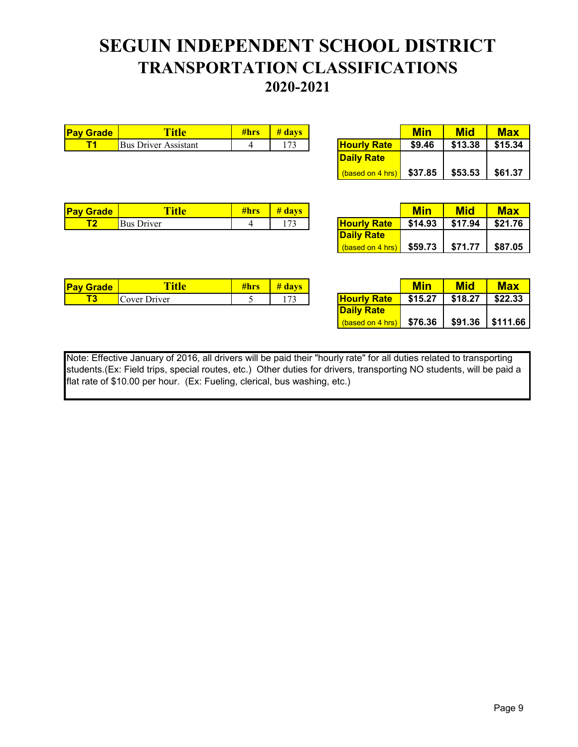# SEGUIN INDEPENDENT SCHOOL DISTRICT
## TRANSPORTATION CLASSIFICATIONS
## 2020-2021

| Pay Grade | Title | #hrs | # days |
|---|---|---|---|
| T1 | Bus Driver Assistant | 4 | 173 |

| | Min | Mid | Max |
|---|---|---|---|
| Hourly Rate | $9.46 | $13.38 | $15.34 |
| Daily Rate (based on 4 hrs) | $37.85 | $53.53 | $61.37 |

| Pay Grade | Title | #hrs | # days |
|---|---|---|---|
| T2 | Bus Driver | 4 | 173 |

| | Min | Mid | Max |
|---|---|---|---|
| Hourly Rate | $14.93 | $17.94 | $21.76 |
| Daily Rate (based on 4 hrs) | $59.73 | $71.77 | $87.05 |

| Pay Grade | Title | #hrs | # days |
|---|---|---|---|
| T3 | Cover Driver | 5 | 173 |

| | Min | Mid | Max |
|---|---|---|---|
| Hourly Rate | $15.27 | $18.27 | $22.33 |
| Daily Rate (based on 4 hrs) | $76.36 | $91.36 | $111.66 |

Note: Effective January of 2016, all drivers will be paid their "hourly rate" for all duties related to transporting students.(Ex: Field trips, special routes, etc.) Other duties for drivers, transporting NO students, will be paid a flat rate of $10.00 per hour. (Ex: Fueling, clerical, bus washing, etc.)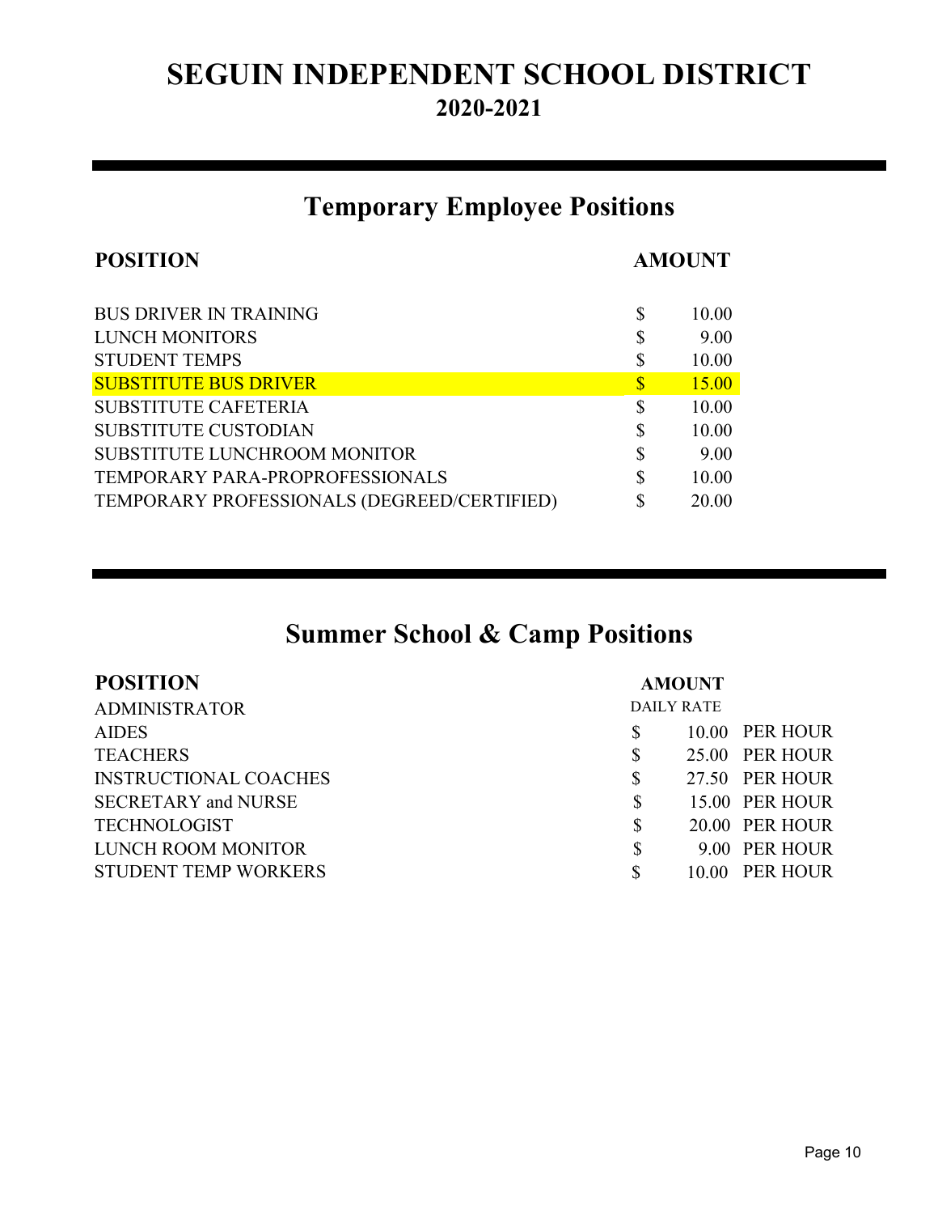# SEGUIN INDEPENDENT SCHOOL DISTRICT
## 2020-2021

## Temporary Employee Positions

| POSITION | AMOUNT |
|---|---|
| BUS DRIVER IN TRAINING | $ 10.00 |
| LUNCH MONITORS | $ 9.00 |
| STUDENT TEMPS | $ 10.00 |
| SUBSTITUTE BUS DRIVER | $ 15.00 |
| SUBSTITUTE CAFETERIA | $ 10.00 |
| SUBSTITUTE CUSTODIAN | $ 10.00 |
| SUBSTITUTE LUNCHROOM MONITOR | $ 9.00 |
| TEMPORARY PARA-PROPROFESSIONALS | $ 10.00 |
| TEMPORARY PROFESSIONALS (DEGREED/CERTIFIED) | $ 20.00 |

## Summer School & Camp Positions

| POSITION | AMOUNT |
|---|---|
| ADMINISTRATOR | DAILY RATE |
| AIDES | $ 10.00 PER HOUR |
| TEACHERS | $ 25.00 PER HOUR |
| INSTRUCTIONAL COACHES | $ 27.50 PER HOUR |
| SECRETARY and NURSE | $ 15.00 PER HOUR |
| TECHNOLOGIST | $ 20.00 PER HOUR |
| LUNCH ROOM MONITOR | $ 9.00 PER HOUR |
| STUDENT TEMP WORKERS | $ 10.00 PER HOUR |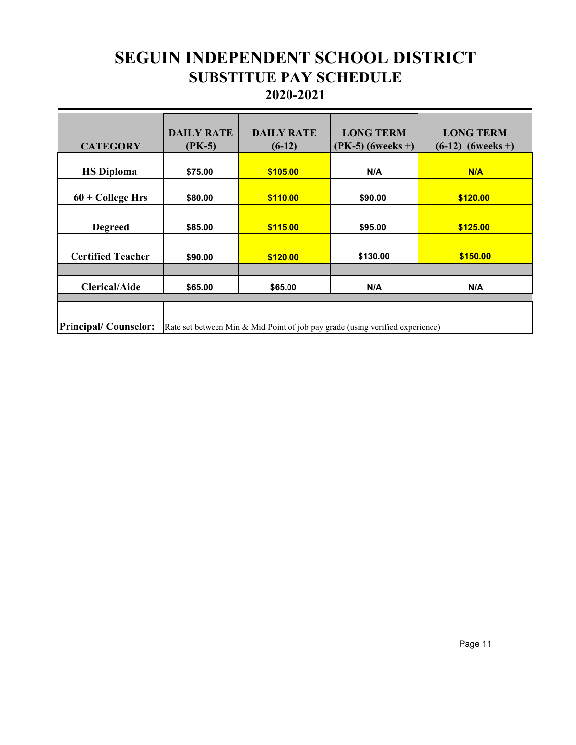# SEGUIN INDEPENDENT SCHOOL DISTRICT
## SUBSTITUE PAY SCHEDULE
## 2020-2021

| CATEGORY | DAILY RATE (PK-5) | DAILY RATE (6-12) | LONG TERM (PK-5) (6weeks +) | LONG TERM (6-12) (6weeks +) |
|---|---|---|---|---|
| HS Diploma | $75.00 | $105.00 | N/A | N/A |
| 60 + College Hrs | $80.00 | $110.00 | $90.00 | $120.00 |
| Degreed | $85.00 | $115.00 | $95.00 | $125.00 |
| Certified Teacher | $90.00 | $120.00 | $130.00 | $150.00 |
| | | | | |
| Clerical/Aide | $65.00 | $65.00 | N/A | N/A |
| | | | | |
| Principal/ Counselor: | Rate set between Min & Mid Point of job pay grade (using verified experience) | | | |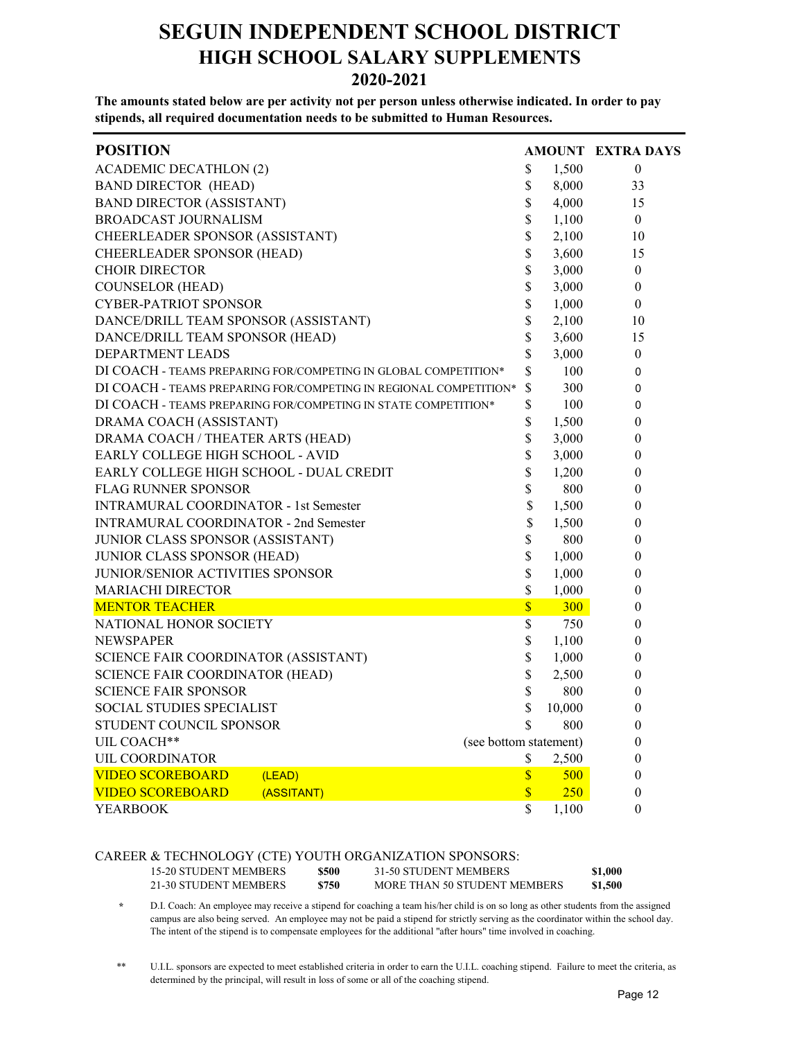# SEGUIN INDEPENDENT SCHOOL DISTRICT
## HIGH SCHOOL SALARY SUPPLEMENTS
## 2020-2021

**The amounts stated below are per activity not per person unless otherwise indicated. In order to pay stipends, all required documentation needs to be submitted to Human Resources.**

| POSITION | AMOUNT | EXTRA DAYS |
|---|---|---|
| ACADEMIC DECATHLON (2) | $ 1,500 | 0 |
| BAND DIRECTOR (HEAD) | $ 8,000 | 33 |
| BAND DIRECTOR (ASSISTANT) | $ 4,000 | 15 |
| BROADCAST JOURNALISM | $ 1,100 | 0 |
| CHEERLEADER SPONSOR (ASSISTANT) | $ 2,100 | 10 |
| CHEERLEADER SPONSOR (HEAD) | $ 3,600 | 15 |
| CHOIR DIRECTOR | $ 3,000 | 0 |
| COUNSELOR (HEAD) | $ 3,000 | 0 |
| CYBER-PATRIOT SPONSOR | $ 1,000 | 0 |
| DANCE/DRILL TEAM SPONSOR (ASSISTANT) | $ 2,100 | 10 |
| DANCE/DRILL TEAM SPONSOR (HEAD) | $ 3,600 | 15 |
| DEPARTMENT LEADS | $ 3,000 | 0 |
| DI COACH - TEAMS PREPARING FOR/COMPETING IN GLOBAL COMPETITION* | $ 100 | 0 |
| DI COACH - TEAMS PREPARING FOR/COMPETING IN REGIONAL COMPETITION* | $ 300 | 0 |
| DI COACH - TEAMS PREPARING FOR/COMPETING IN STATE COMPETITION* | $ 100 | 0 |
| DRAMA COACH (ASSISTANT) | $ 1,500 | 0 |
| DRAMA COACH / THEATER ARTS (HEAD) | $ 3,000 | 0 |
| EARLY COLLEGE HIGH SCHOOL - AVID | $ 3,000 | 0 |
| EARLY COLLEGE HIGH SCHOOL - DUAL CREDIT | $ 1,200 | 0 |
| FLAG RUNNER SPONSOR | $ 800 | 0 |
| INTRAMURAL COORDINATOR - 1st Semester | $ 1,500 | 0 |
| INTRAMURAL COORDINATOR - 2nd Semester | $ 1,500 | 0 |
| JUNIOR CLASS SPONSOR (ASSISTANT) | $ 800 | 0 |
| JUNIOR CLASS SPONSOR (HEAD) | $ 1,000 | 0 |
| JUNIOR/SENIOR ACTIVITIES SPONSOR | $ 1,000 | 0 |
| MARIACHI DIRECTOR | $ 1,000 | 0 |
| MENTOR TEACHER | $ 300 | 0 |
| NATIONAL HONOR SOCIETY | $ 750 | 0 |
| NEWSPAPER | $ 1,100 | 0 |
| SCIENCE FAIR COORDINATOR (ASSISTANT) | $ 1,000 | 0 |
| SCIENCE FAIR COORDINATOR (HEAD) | $ 2,500 | 0 |
| SCIENCE FAIR SPONSOR | $ 800 | 0 |
| SOCIAL STUDIES SPECIALIST | $ 10,000 | 0 |
| STUDENT COUNCIL SPONSOR | $ 800 | 0 |
| UIL COACH** | (see bottom statement) | 0 |
| UIL COORDINATOR | $ 2,500 | 0 |
| VIDEO SCOREBOARD (LEAD) | $ 500 | 0 |
| VIDEO SCOREBOARD (ASSITANT) | $ 250 | 0 |
| YEARBOOK | $ 1,100 | 0 |

CAREER & TECHNOLOGY (CTE) YOUTH ORGANIZATION SPONSORS:

| | | | |
|---|---|---|---|
| 15-20 STUDENT MEMBERS | **$500** | 31-50 STUDENT MEMBERS | **$1,000** |
| 21-30 STUDENT MEMBERS | **$750** | MORE THAN 50 STUDENT MEMBERS | **$1,500** |

\* D.I. Coach: An employee may receive a stipend for coaching a team his/her child is on so long as other students from the assigned campus are also being served. An employee may not be paid a stipend for strictly serving as the coordinator within the school day. The intent of the stipend is to compensate employees for the additional "after hours" time involved in coaching.

** U.I.L. sponsors are expected to meet established criteria in order to earn the U.I.L. coaching stipend. Failure to meet the criteria, as determined by the principal, will result in loss of some or all of the coaching stipend.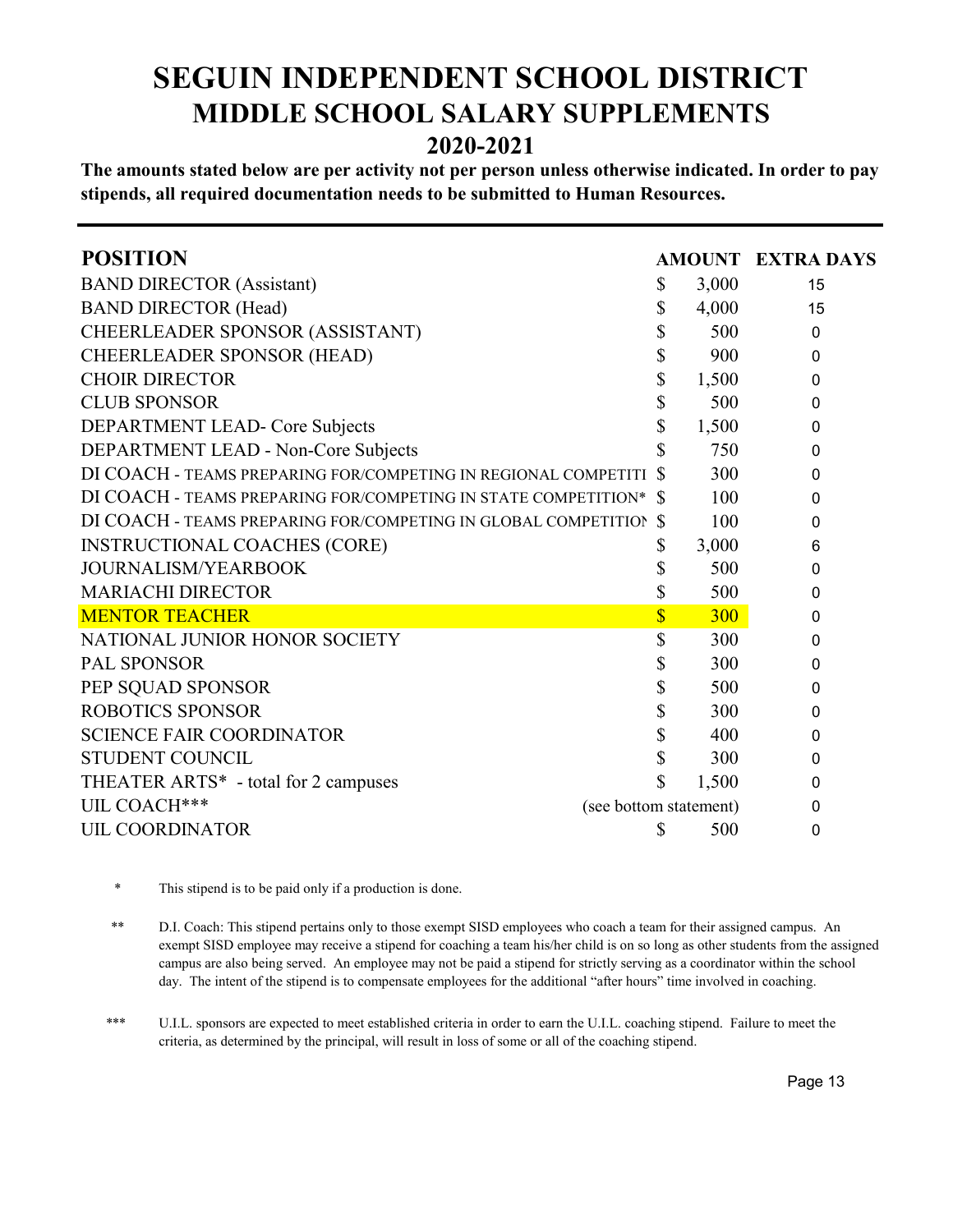# SEGUIN INDEPENDENT SCHOOL DISTRICT

## MIDDLE SCHOOL SALARY SUPPLEMENTS

## 2020-2021

**The amounts stated below are per activity not per person unless otherwise indicated. In order to pay stipends, all required documentation needs to be submitted to Human Resources.**

| POSITION | AMOUNT | EXTRA DAYS |
|---|---|---|
| BAND DIRECTOR (Assistant) | $ 3,000 | 15 |
| BAND DIRECTOR (Head) | $ 4,000 | 15 |
| CHEERLEADER SPONSOR (ASSISTANT) | $ 500 | 0 |
| CHEERLEADER SPONSOR (HEAD) | $ 900 | 0 |
| CHOIR DIRECTOR | $ 1,500 | 0 |
| CLUB SPONSOR | $ 500 | 0 |
| DEPARTMENT LEAD- Core Subjects | $ 1,500 | 0 |
| DEPARTMENT LEAD - Non-Core Subjects | $ 750 | 0 |
| DI COACH - TEAMS PREPARING FOR/COMPETING IN REGIONAL COMPETITI | $ 300 | 0 |
| DI COACH - TEAMS PREPARING FOR/COMPETING IN STATE COMPETITION* | $ 100 | 0 |
| DI COACH - TEAMS PREPARING FOR/COMPETING IN GLOBAL COMPETITIOI | $ 100 | 0 |
| INSTRUCTIONAL COACHES (CORE) | $ 3,000 | 6 |
| JOURNALISM/YEARBOOK | $ 500 | 0 |
| MARIACHI DIRECTOR | $ 500 | 0 |
| MENTOR TEACHER | $ 300 | 0 |
| NATIONAL JUNIOR HONOR SOCIETY | $ 300 | 0 |
| PAL SPONSOR | $ 300 | 0 |
| PEP SQUAD SPONSOR | $ 500 | 0 |
| ROBOTICS SPONSOR | $ 300 | 0 |
| SCIENCE FAIR COORDINATOR | $ 400 | 0 |
| STUDENT COUNCIL | $ 300 | 0 |
| THEATER ARTS* - total for 2 campuses | $ 1,500 | 0 |
| UIL COACH*** | (see bottom statement) | 0 |
| UIL COORDINATOR | $ 500 | 0 |

\* This stipend is to be paid only if a production is done.

\*\* D.I. Coach: This stipend pertains only to those exempt SISD employees who coach a team for their assigned campus. An exempt SISD employee may receive a stipend for coaching a team his/her child is on so long as other students from the assigned campus are also being served. An employee may not be paid a stipend for strictly serving as a coordinator within the school day. The intent of the stipend is to compensate employees for the additional "after hours" time involved in coaching.

\*\*\* U.I.L. sponsors are expected to meet established criteria in order to earn the U.I.L. coaching stipend. Failure to meet the criteria, as determined by the principal, will result in loss of some or all of the coaching stipend.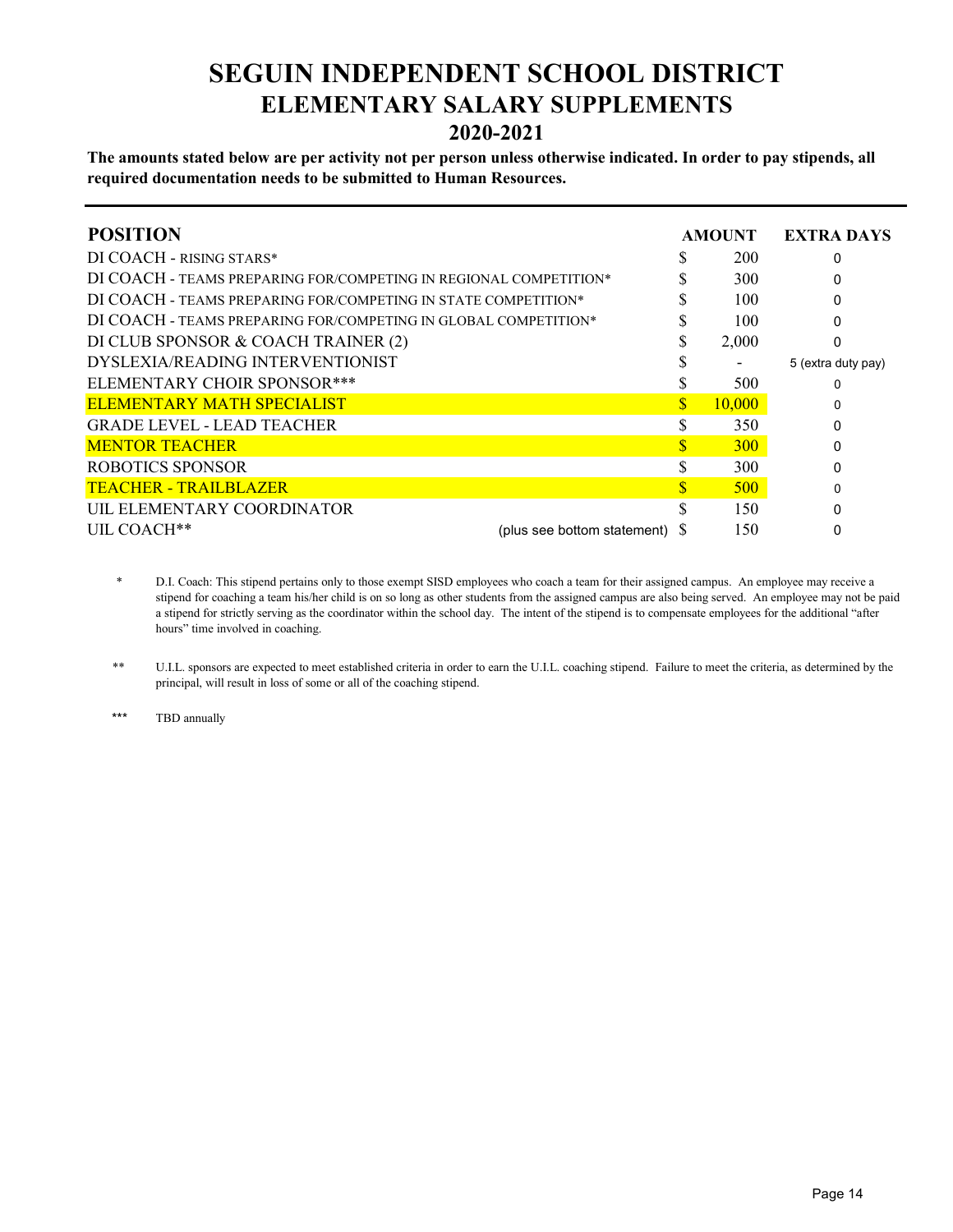# SEGUIN INDEPENDENT SCHOOL DISTRICT
## ELEMENTARY SALARY SUPPLEMENTS
## 2020-2021

**The amounts stated below are per activity not per person unless otherwise indicated. In order to pay stipends, all required documentation needs to be submitted to Human Resources.**

| POSITION | AMOUNT | EXTRA DAYS |
|---|---|---|
| DI COACH - RISING STARS* | $ 200 | 0 |
| DI COACH - TEAMS PREPARING FOR/COMPETING IN REGIONAL COMPETITION* | $ 300 | 0 |
| DI COACH - TEAMS PREPARING FOR/COMPETING IN STATE COMPETITION* | $ 100 | 0 |
| DI COACH - TEAMS PREPARING FOR/COMPETING IN GLOBAL COMPETITION* | $ 100 | 0 |
| DI CLUB SPONSOR & COACH TRAINER (2) | $ 2,000 | 0 |
| DYSLEXIA/READING INTERVENTIONIST | $ - | 5 (extra duty pay) |
| ELEMENTARY CHOIR SPONSOR*** | $ 500 | 0 |
| ELEMENTARY MATH SPECIALIST | $ 10,000 | 0 |
| GRADE LEVEL - LEAD TEACHER | $ 350 | 0 |
| MENTOR TEACHER | $ 300 | 0 |
| ROBOTICS SPONSOR | $ 300 | 0 |
| TEACHER - TRAILBLAZER | $ 500 | 0 |
| UIL ELEMENTARY COORDINATOR | $ 150 | 0 |
| UIL COACH** (plus see bottom statement) | $ 150 | 0 |

\* D.I. Coach: This stipend pertains only to those exempt SISD employees who coach a team for their assigned campus. An employee may receive a stipend for coaching a team his/her child is on so long as other students from the assigned campus are also being served. An employee may not be paid a stipend for strictly serving as the coordinator within the school day. The intent of the stipend is to compensate employees for the additional "after hours" time involved in coaching.

** U.I.L. sponsors are expected to meet established criteria in order to earn the U.I.L. coaching stipend. Failure to meet the criteria, as determined by the principal, will result in loss of some or all of the coaching stipend.

*** TBD annually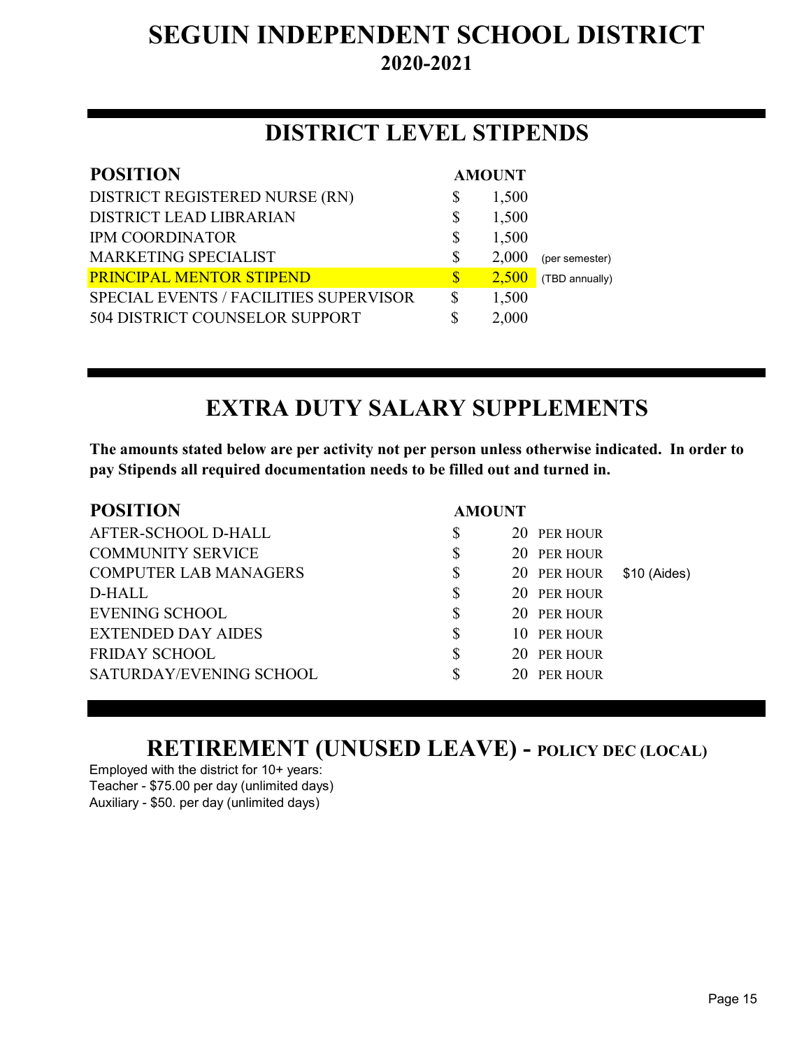# SEGUIN INDEPENDENT SCHOOL DISTRICT
## 2020-2021

## DISTRICT LEVEL STIPENDS

| POSITION | AMOUNT | |
|---|---|---|
| DISTRICT REGISTERED NURSE (RN) | $ 1,500 | |
| DISTRICT LEAD LIBRARIAN | $ 1,500 | |
| IPM COORDINATOR | $ 1,500 | |
| MARKETING SPECIALIST | $ 2,000 | (per semester) |
| PRINCIPAL MENTOR STIPEND | $ 2,500 | (TBD annually) |
| SPECIAL EVENTS / FACILITIES SUPERVISOR | $ 1,500 | |
| 504 DISTRICT COUNSELOR SUPPORT | $ 2,000 | |

## EXTRA DUTY SALARY SUPPLEMENTS

**The amounts stated below are per activity not per person unless otherwise indicated. In order to pay Stipends all required documentation needs to be filled out and turned in.**

| POSITION | AMOUNT | | |
|---|---|---|---|
| AFTER-SCHOOL D-HALL | $ 20 | PER HOUR | |
| COMMUNITY SERVICE | $ 20 | PER HOUR | |
| COMPUTER LAB MANAGERS | $ 20 | PER HOUR | $10 (Aides) |
| D-HALL | $ 20 | PER HOUR | |
| EVENING SCHOOL | $ 20 | PER HOUR | |
| EXTENDED DAY AIDES | $ 10 | PER HOUR | |
| FRIDAY SCHOOL | $ 20 | PER HOUR | |
| SATURDAY/EVENING SCHOOL | $ 20 | PER HOUR | |

## RETIREMENT (UNUSED LEAVE) - POLICY DEC (LOCAL)

Employed with the district for 10+ years:
Teacher - $75.00 per day (unlimited days)
Auxiliary - $50. per day (unlimited days)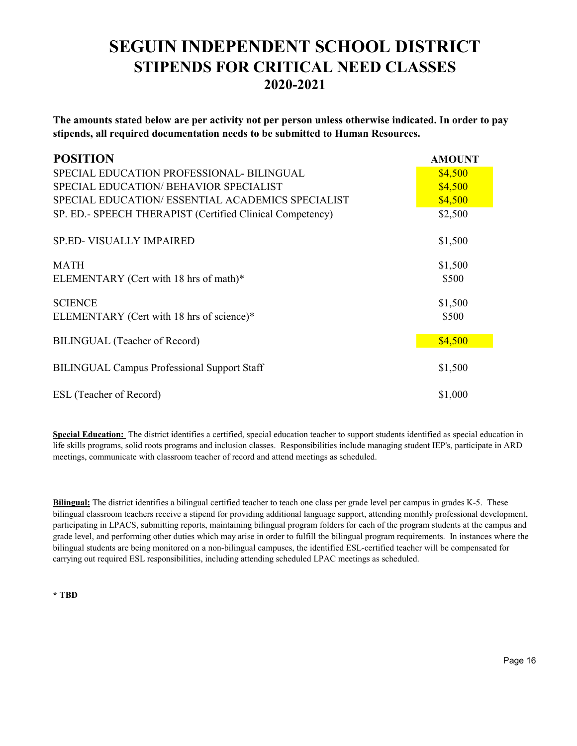# SEGUIN INDEPENDENT SCHOOL DISTRICT
## STIPENDS FOR CRITICAL NEED CLASSES
## 2020-2021

**The amounts stated below are per activity not per person unless otherwise indicated. In order to pay stipends, all required documentation needs to be submitted to Human Resources.**

| POSITION | AMOUNT |
|---|---|
| SPECIAL EDUCATION PROFESSIONAL- BILINGUAL | $4,500 |
| SPECIAL EDUCATION/ BEHAVIOR SPECIALIST | $4,500 |
| SPECIAL EDUCATION/ ESSENTIAL ACADEMICS SPECIALIST | $4,500 |
| SP. ED.- SPEECH THERAPIST (Certified Clinical Competency) | $2,500 |
| SP.ED- VISUALLY IMPAIRED | $1,500 |
| MATH | $1,500 |
| ELEMENTARY (Cert with 18 hrs of math)* | $500 |
| SCIENCE | $1,500 |
| ELEMENTARY (Cert with 18 hrs of science)* | $500 |
| BILINGUAL (Teacher of Record) | $4,500 |
| BILINGUAL Campus Professional Support Staff | $1,500 |
| ESL (Teacher of Record) | $1,000 |

**Special Education:** The district identifies a certified, special education teacher to support students identified as special education in life skills programs, solid roots programs and inclusion classes. Responsibilities include managing student IEP's, participate in ARD meetings, communicate with classroom teacher of record and attend meetings as scheduled.

**Bilingual:** The district identifies a bilingual certified teacher to teach one class per grade level per campus in grades K-5. These bilingual classroom teachers receive a stipend for providing additional language support, attending monthly professional development, participating in LPACS, submitting reports, maintaining bilingual program folders for each of the program students at the campus and grade level, and performing other duties which may arise in order to fulfill the bilingual program requirements. In instances where the bilingual students are being monitored on a non-bilingual campuses, the identified ESL-certified teacher will be compensated for carrying out required ESL responsibilities, including attending scheduled LPAC meetings as scheduled.

**\* TBD**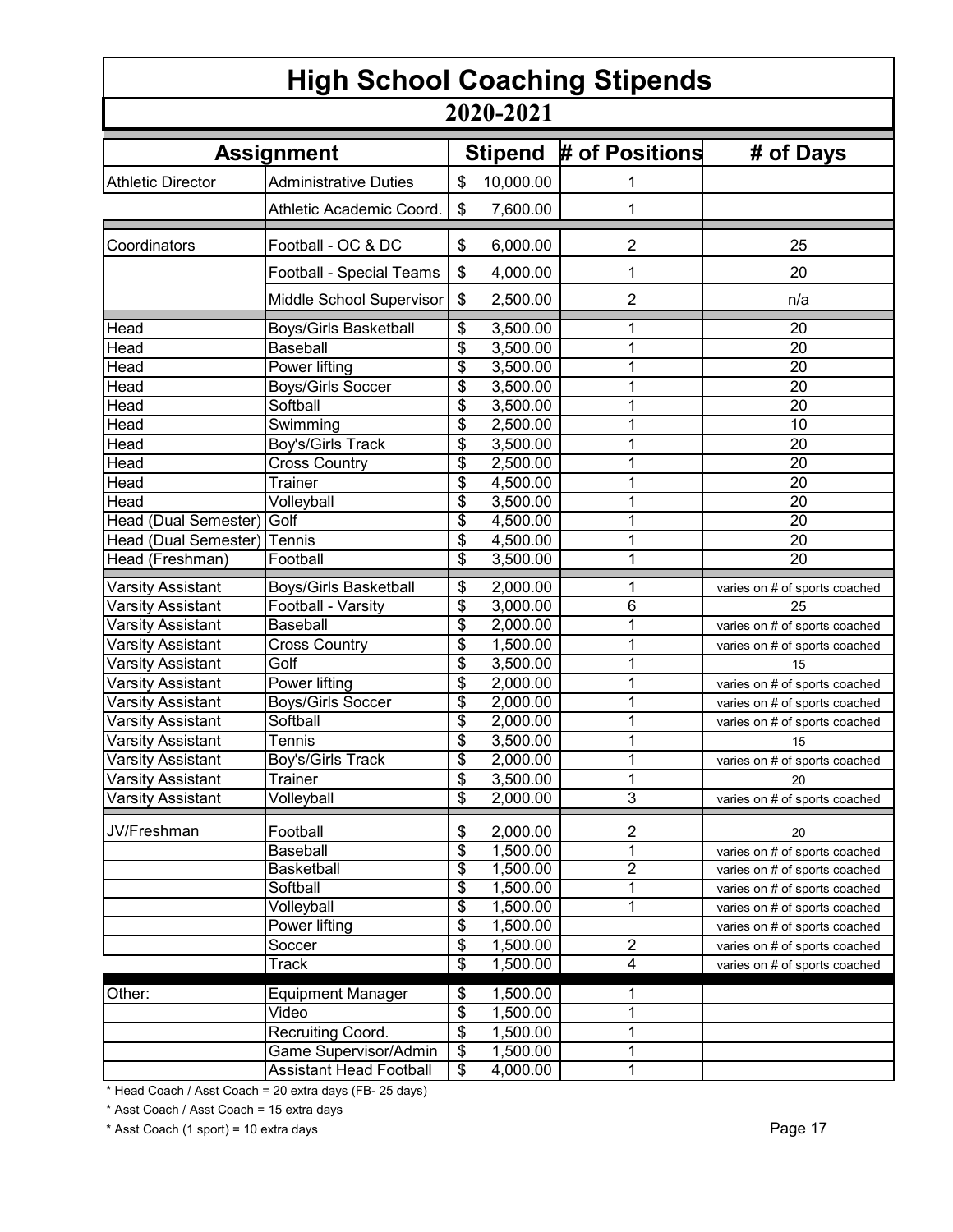# High School Coaching Stipends

## 2020-2021

| Assignment | | Stipend | # of Positions | # of Days |
|---|---|---|---|---|
| Athletic Director | Administrative Duties | $ 10,000.00 | 1 | |
| | Athletic Academic Coord. | $ 7,600.00 | 1 | |
| Coordinators | Football - OC & DC | $ 6,000.00 | 2 | 25 |
| | Football - Special Teams | $ 4,000.00 | 1 | 20 |
| | Middle School Supervisor | $ 2,500.00 | 2 | n/a |
| Head | Boys/Girls Basketball | $ 3,500.00 | 1 | 20 |
| Head | Baseball | $ 3,500.00 | 1 | 20 |
| Head | Power lifting | $ 3,500.00 | 1 | 20 |
| Head | Boys/Girls Soccer | $ 3,500.00 | 1 | 20 |
| Head | Softball | $ 3,500.00 | 1 | 20 |
| Head | Swimming | $ 2,500.00 | 1 | 10 |
| Head | Boy's/Girls Track | $ 3,500.00 | 1 | 20 |
| Head | Cross Country | $ 2,500.00 | 1 | 20 |
| Head | Trainer | $ 4,500.00 | 1 | 20 |
| Head | Volleyball | $ 3,500.00 | 1 | 20 |
| Head (Dual Semester) | Golf | $ 4,500.00 | 1 | 20 |
| Head (Dual Semester) | Tennis | $ 4,500.00 | 1 | 20 |
| Head (Freshman) | Football | $ 3,500.00 | 1 | 20 |
| Varsity Assistant | Boys/Girls Basketball | $ 2,000.00 | 1 | varies on # of sports coached |
| Varsity Assistant | Football - Varsity | $ 3,000.00 | 6 | 25 |
| Varsity Assistant | Baseball | $ 2,000.00 | 1 | varies on # of sports coached |
| Varsity Assistant | Cross Country | $ 1,500.00 | 1 | varies on # of sports coached |
| Varsity Assistant | Golf | $ 3,500.00 | 1 | 15 |
| Varsity Assistant | Power lifting | $ 2,000.00 | 1 | varies on # of sports coached |
| Varsity Assistant | Boys/Girls Soccer | $ 2,000.00 | 1 | varies on # of sports coached |
| Varsity Assistant | Softball | $ 2,000.00 | 1 | varies on # of sports coached |
| Varsity Assistant | Tennis | $ 3,500.00 | 1 | 15 |
| Varsity Assistant | Boy's/Girls Track | $ 2,000.00 | 1 | varies on # of sports coached |
| Varsity Assistant | Trainer | $ 3,500.00 | 1 | 20 |
| Varsity Assistant | Volleyball | $ 2,000.00 | 3 | varies on # of sports coached |
| JV/Freshman | Football | $ 2,000.00 | 2 | 20 |
| | Baseball | $ 1,500.00 | 1 | varies on # of sports coached |
| | Basketball | $ 1,500.00 | 2 | varies on # of sports coached |
| | Softball | $ 1,500.00 | 1 | varies on # of sports coached |
| | Volleyball | $ 1,500.00 | 1 | varies on # of sports coached |
| | Power lifting | $ 1,500.00 | | varies on # of sports coached |
| | Soccer | $ 1,500.00 | 2 | varies on # of sports coached |
| | Track | $ 1,500.00 | 4 | varies on # of sports coached |
| Other: | Equipment Manager | $ 1,500.00 | 1 | |
| | Video | $ 1,500.00 | 1 | |
| | Recruiting Coord. | $ 1,500.00 | 1 | |
| | Game Supervisor/Admin | $ 1,500.00 | 1 | |
| | Assistant Head Football | $ 4,000.00 | 1 | |

* Head Coach / Asst Coach = 20 extra days (FB- 25 days)

* Asst Coach / Asst Coach = 15 extra days

* Asst Coach (1 sport) = 10 extra days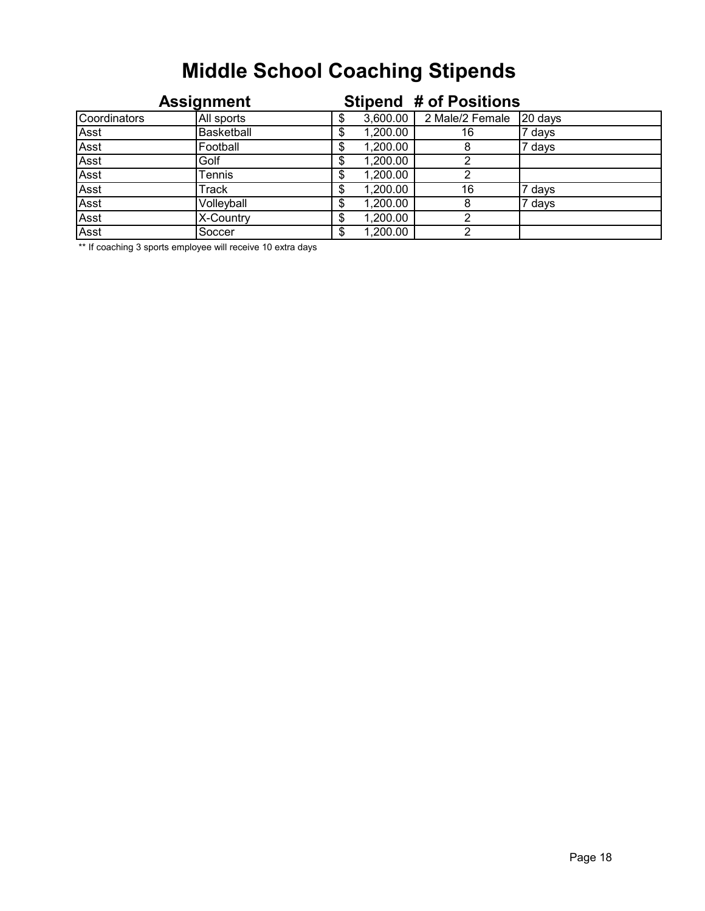# Middle School Coaching Stipends

| Assignment | | Stipend | # of Positions | |
|---|---|---|---|---|
| Coordinators | All sports | $ 3,600.00 | 2 Male/2 Female | 20 days |
| Asst | Basketball | $ 1,200.00 | 16 | 7 days |
| Asst | Football | $ 1,200.00 | 8 | 7 days |
| Asst | Golf | $ 1,200.00 | 2 | |
| Asst | Tennis | $ 1,200.00 | 2 | |
| Asst | Track | $ 1,200.00 | 16 | 7 days |
| Asst | Volleyball | $ 1,200.00 | 8 | 7 days |
| Asst | X-Country | $ 1,200.00 | 2 | |
| Asst | Soccer | $ 1,200.00 | 2 | |

** If coaching 3 sports employee will receive 10 extra days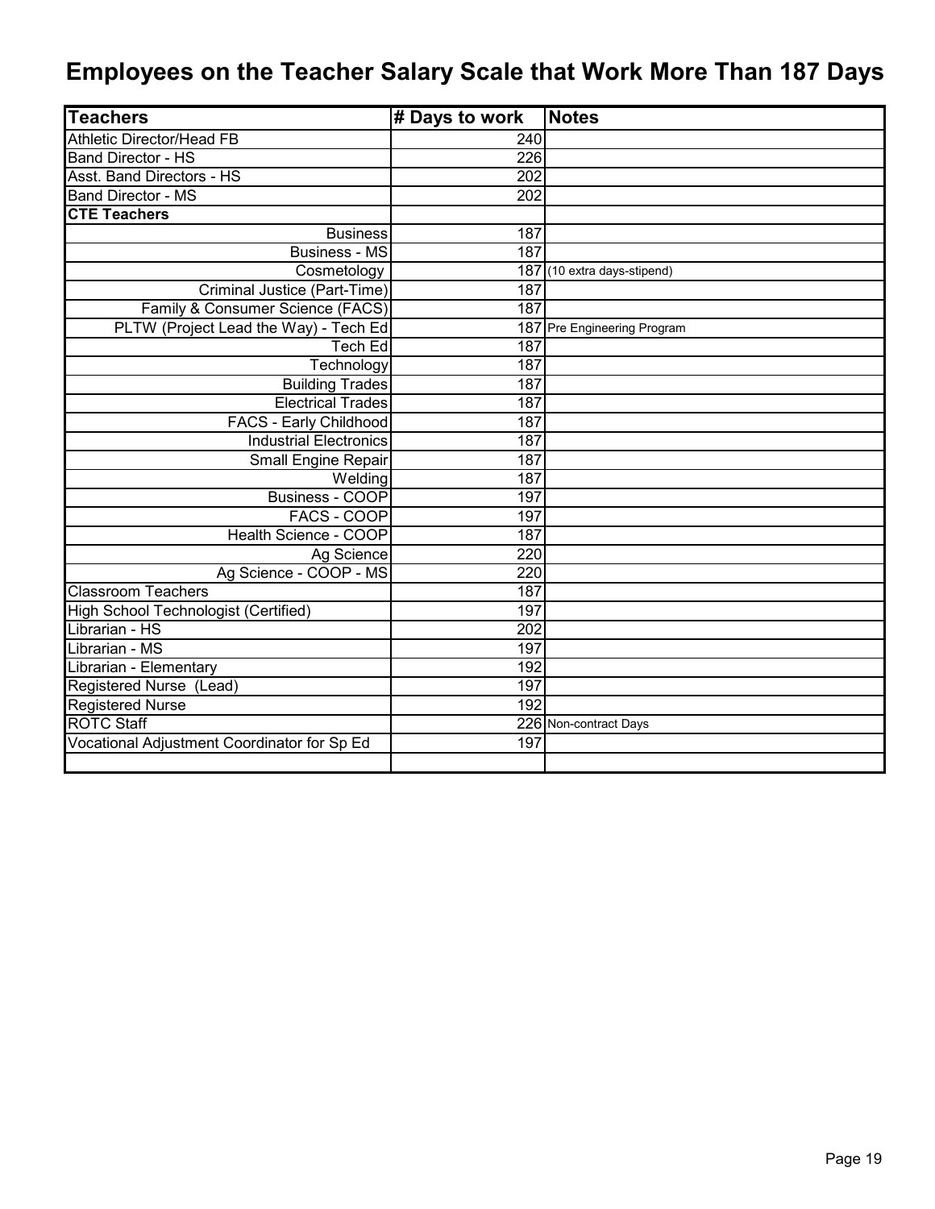# Employees on the Teacher Salary Scale that Work More Than 187 Days

| Teachers | # Days to work | Notes |
|---|---|---|
| Athletic Director/Head FB | 240 | |
| Band Director - HS | 226 | |
| Asst. Band Directors - HS | 202 | |
| Band Director - MS | 202 | |
| **CTE Teachers** | | |
| Business | 187 | |
| Business - MS | 187 | |
| Cosmetology | 187 | (10 extra days-stipend) |
| Criminal Justice (Part-Time) | 187 | |
| Family & Consumer Science (FACS) | 187 | |
| PLTW (Project Lead the Way) - Tech Ed | 187 | Pre Engineering Program |
| Tech Ed | 187 | |
| Technology | 187 | |
| Building Trades | 187 | |
| Electrical Trades | 187 | |
| FACS - Early Childhood | 187 | |
| Industrial Electronics | 187 | |
| Small Engine Repair | 187 | |
| Welding | 187 | |
| Business - COOP | 197 | |
| FACS - COOP | 197 | |
| Health Science - COOP | 187 | |
| Ag Science | 220 | |
| Ag Science - COOP - MS | 220 | |
| Classroom Teachers | 187 | |
| High School Technologist (Certified) | 197 | |
| Librarian - HS | 202 | |
| Librarian - MS | 197 | |
| Librarian - Elementary | 192 | |
| Registered Nurse (Lead) | 197 | |
| Registered Nurse | 192 | |
| ROTC Staff | 226 | Non-contract Days |
| Vocational Adjustment Coordinator for Sp Ed | 197 | |
| | | |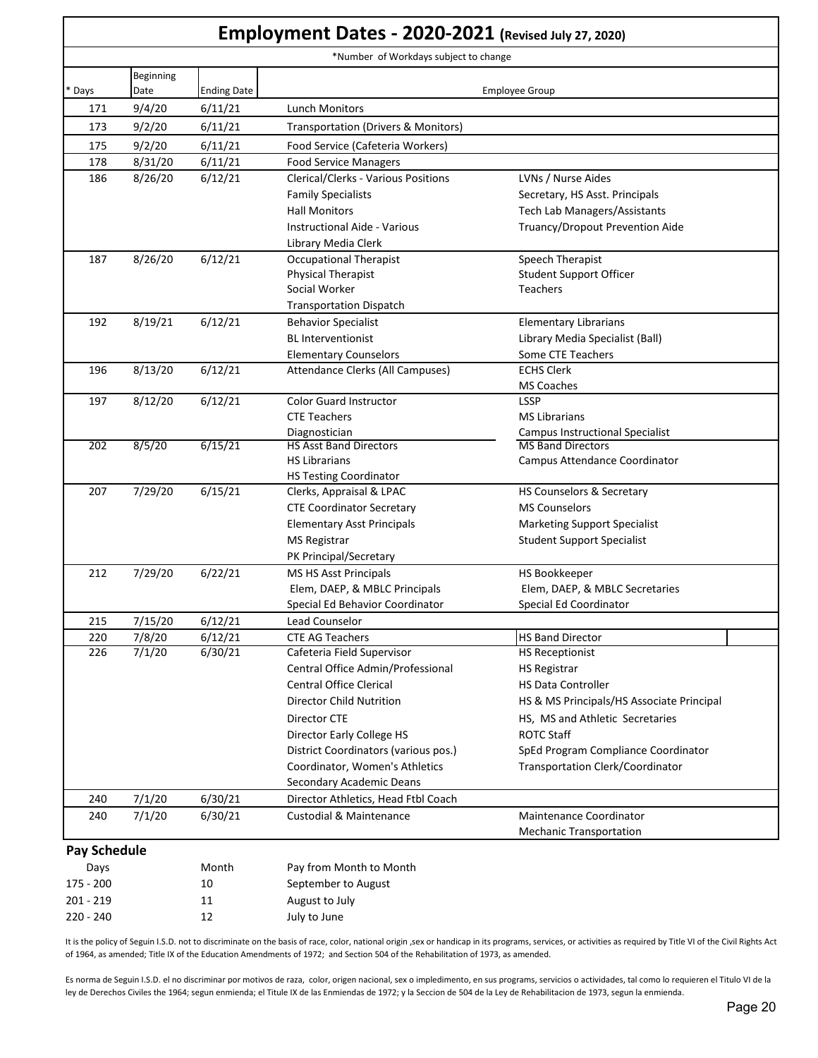# Employment Dates - 2020-2021 (Revised July 27, 2020)

*Number of Workdays subject to change

| * Days | Beginning Date | Ending Date | Employee Group | |
|---|---|---|---|---|
| 171 | 9/4/20 | 6/11/21 | Lunch Monitors | |
| 173 | 9/2/20 | 6/11/21 | Transportation (Drivers & Monitors) | |
| 175 | 9/2/20 | 6/11/21 | Food Service (Cafeteria Workers) | |
| 178 | 8/31/20 | 6/11/21 | Food Service Managers | |
| 186 | 8/26/20 | 6/12/21 | Clerical/Clerks - Various Positions | LVNs / Nurse Aides |
| | | | Family Specialists | Secretary, HS Asst. Principals |
| | | | Hall Monitors | Tech Lab Managers/Assistants |
| | | | Instructional Aide - Various | Truancy/Dropout Prevention Aide |
| | | | Library Media Clerk | |
| 187 | 8/26/20 | 6/12/21 | Occupational Therapist | Speech Therapist |
| | | | Physical Therapist | Student Support Officer |
| | | | Social Worker | Teachers |
| | | | Transportation Dispatch | |
| 192 | 8/19/21 | 6/12/21 | Behavior Specialist | Elementary Librarians |
| | | | BL Interventionist | Library Media Specialist (Ball) |
| | | | Elementary Counselors | Some CTE Teachers |
| 196 | 8/13/20 | 6/12/21 | Attendance Clerks (All Campuses) | ECHS Clerk |
| | | | | MS Coaches |
| 197 | 8/12/20 | 6/12/21 | Color Guard Instructor | LSSP |
| | | | CTE Teachers | MS Librarians |
| | | | Diagnostician | Campus Instructional Specialist |
| 202 | 8/5/20 | 6/15/21 | HS Asst Band Directors | MS Band Directors |
| | | | HS Librarians | Campus Attendance Coordinator |
| | | | HS Testing Coordinator | |
| 207 | 7/29/20 | 6/15/21 | Clerks, Appraisal & LPAC | HS Counselors & Secretary |
| | | | CTE Coordinator Secretary | MS Counselors |
| | | | Elementary Asst Principals | Marketing Support Specialist |
| | | | MS Registrar | Student Support Specialist |
| | | | PK Principal/Secretary | |
| 212 | 7/29/20 | 6/22/21 | MS HS Asst Principals | HS Bookkeeper |
| | | | Elem, DAEP, & MBLC Principals | Elem, DAEP, & MBLC Secretaries |
| | | | Special Ed Behavior Coordinator | Special Ed Coordinator |
| 215 | 7/15/20 | 6/12/21 | Lead Counselor | |
| 220 | 7/8/20 | 6/12/21 | CTE AG Teachers | HS Band Director |
| 226 | 7/1/20 | 6/30/21 | Cafeteria Field Supervisor | HS Receptionist |
| | | | Central Office Admin/Professional | HS Registrar |
| | | | Central Office Clerical | HS Data Controller |
| | | | Director Child Nutrition | HS & MS Principals/HS Associate Principal |
| | | | Director CTE | HS, MS and Athletic Secretaries |
| | | | Director Early College HS | ROTC Staff |
| | | | District Coordinators (various pos.) | SpEd Program Compliance Coordinator |
| | | | Coordinator, Women's Athletics | Transportation Clerk/Coordinator |
| | | | Secondary Academic Deans | |
| 240 | 7/1/20 | 6/30/21 | Director Athletics, Head Ftbl Coach | |
| 240 | 7/1/20 | 6/30/21 | Custodial & Maintenance | Maintenance Coordinator |
| | | | | Mechanic Transportation |

## Pay Schedule

| Days | Month | Pay from Month to Month |
|---|---|---|
| 175 - 200 | 10 | September to August |
| 201 - 219 | 11 | August to July |
| 220 - 240 | 12 | July to June |

It is the policy of Seguin I.S.D. not to discriminate on the basis of race, color, national origin ,sex or handicap in its programs, services, or activities as required by Title VI of the Civil Rights Act of 1964, as amended; Title IX of the Education Amendments of 1972; and Section 504 of the Rehabilitation of 1973, as amended.

Es norma de Seguin I.S.D. el no discriminar por motivos de raza, color, origen nacional, sex o impledimento, en sus programs, servicios o actividades, tal como lo requieren el Titulo VI de la ley de Derechos Civiles the 1964; segun enmienda; el Titule IX de las Enmiendas de 1972; y la Seccion de 504 de la Ley de Rehabilitacion de 1973, segun la enmienda.